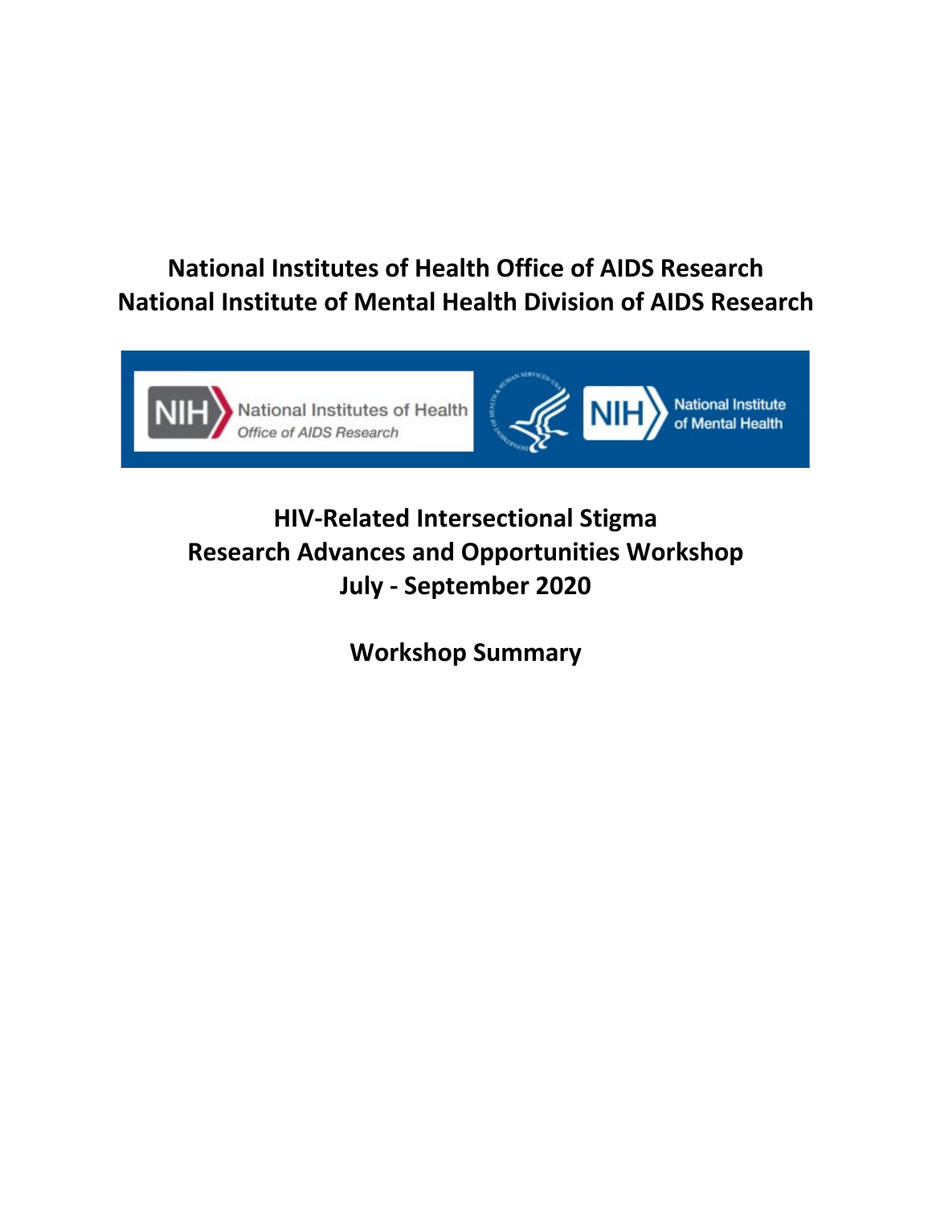# National Institutes of Health Office of AIDS Research
# National Institute of Mental Health Division of AIDS Research

## HIV-Related Intersectional Stigma
## Research Advances and Opportunities Workshop
## July - September 2020

## Workshop Summary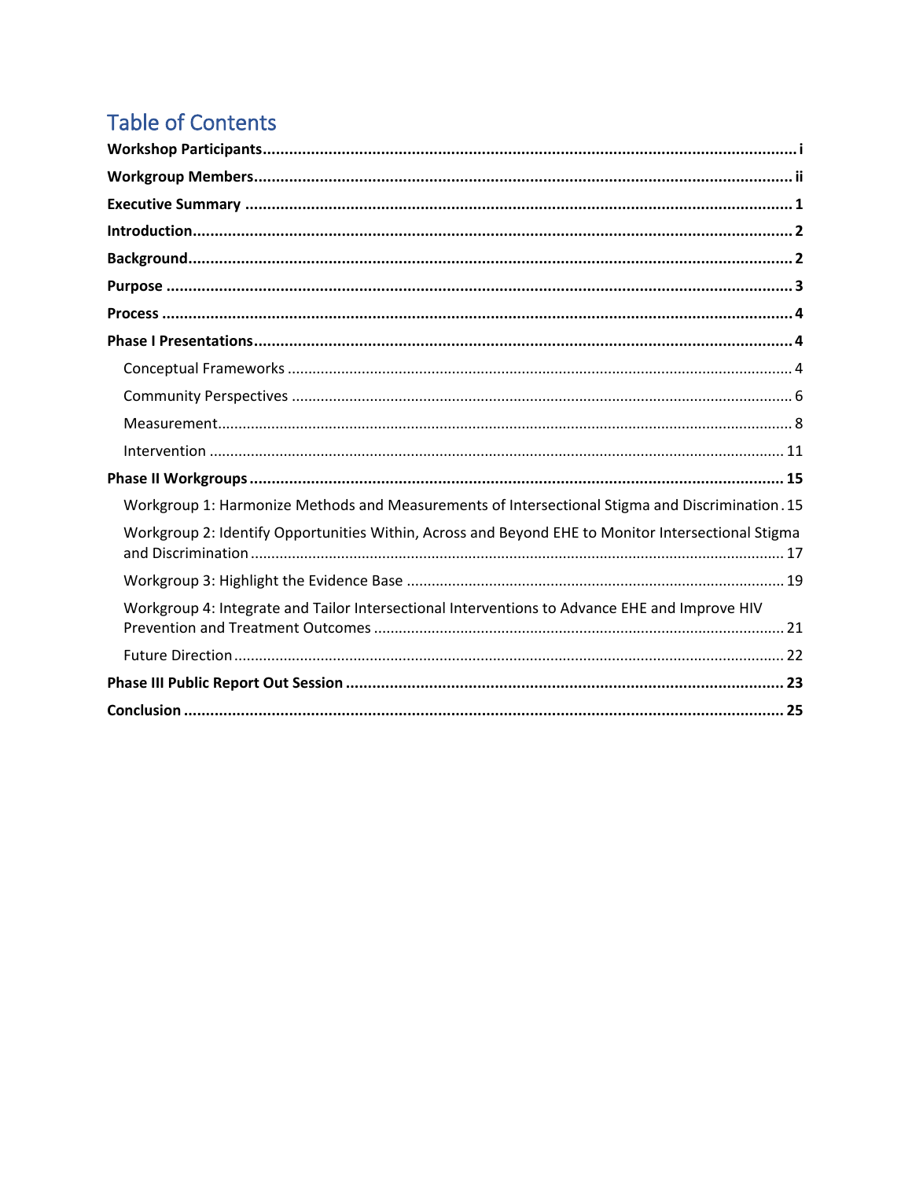# Table of Contents

**Workshop Participants** ..... i

**Workgroup Members** ..... ii

**Executive Summary** ..... 1

**Introduction** ..... 2

**Background** ..... 2

**Purpose** ..... 3

**Process** ..... 4

**Phase I Presentations** ..... 4

- Conceptual Frameworks ..... 4
- Community Perspectives ..... 6
- Measurement ..... 8
- Intervention ..... 11

**Phase II Workgroups** ..... 15

- Workgroup 1: Harmonize Methods and Measurements of Intersectional Stigma and Discrimination ..... 15
- Workgroup 2: Identify Opportunities Within, Across and Beyond EHE to Monitor Intersectional Stigma and Discrimination ..... 17
- Workgroup 3: Highlight the Evidence Base ..... 19
- Workgroup 4: Integrate and Tailor Intersectional Interventions to Advance EHE and Improve HIV Prevention and Treatment Outcomes ..... 21
- Future Direction ..... 22

**Phase III Public Report Out Session** ..... 23

**Conclusion** ..... 25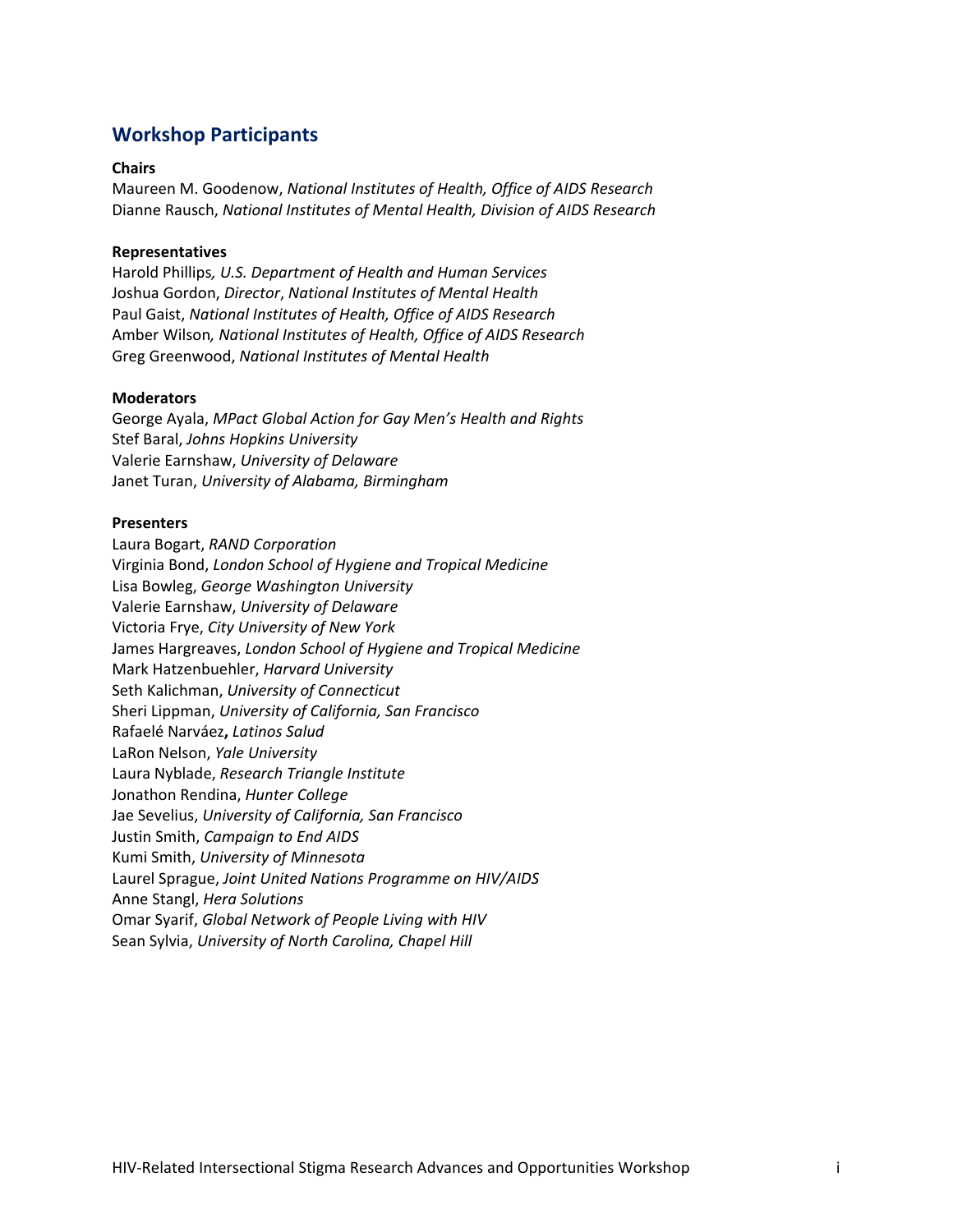## Workshop Participants

**Chairs**
Maureen M. Goodenow, *National Institutes of Health, Office of AIDS Research*
Dianne Rausch, *National Institutes of Mental Health, Division of AIDS Research*

**Representatives**
Harold Phillips*, U.S. Department of Health and Human Services*
Joshua Gordon, *Director*, *National Institutes of Mental Health*
Paul Gaist, *National Institutes of Health, Office of AIDS Research*
Amber Wilson*, National Institutes of Health, Office of AIDS Research*
Greg Greenwood, *National Institutes of Mental Health*

**Moderators**
George Ayala, *MPact Global Action for Gay Men's Health and Rights*
Stef Baral, *Johns Hopkins University*
Valerie Earnshaw, *University of Delaware*
Janet Turan, *University of Alabama, Birmingham*

**Presenters**
Laura Bogart, *RAND Corporation*
Virginia Bond, *London School of Hygiene and Tropical Medicine*
Lisa Bowleg, *George Washington University*
Valerie Earnshaw, *University of Delaware*
Victoria Frye, *City University of New York*
James Hargreaves, *London School of Hygiene and Tropical Medicine*
Mark Hatzenbuehler, *Harvard University*
Seth Kalichman, *University of Connecticut*
Sheri Lippman, *University of California, San Francisco*
Rafaelé Narváez**,** *Latinos Salud*
LaRon Nelson, *Yale University*
Laura Nyblade, *Research Triangle Institute*
Jonathon Rendina, *Hunter College*
Jae Sevelius, *University of California, San Francisco*
Justin Smith, *Campaign to End AIDS*
Kumi Smith, *University of Minnesota*
Laurel Sprague, *Joint United Nations Programme on HIV/AIDS*
Anne Stangl, *Hera Solutions*
Omar Syarif, *Global Network of People Living with HIV*
Sean Sylvia, *University of North Carolina, Chapel Hill*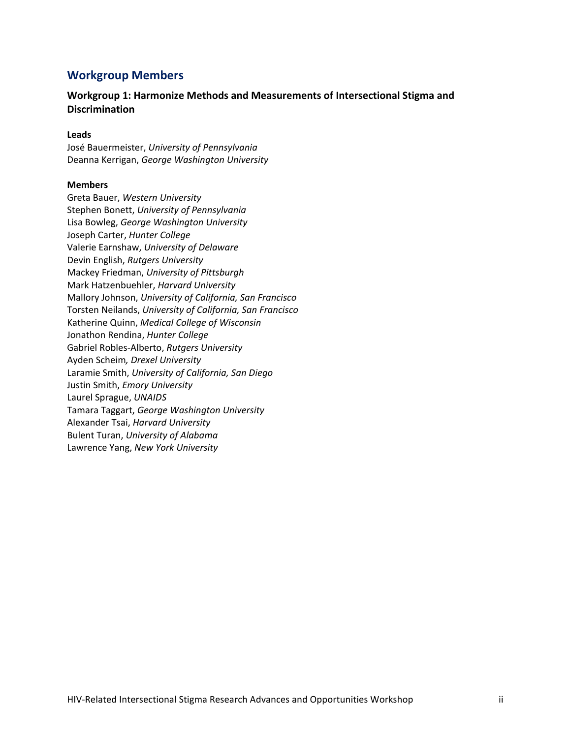## Workgroup Members

### Workgroup 1: Harmonize Methods and Measurements of Intersectional Stigma and Discrimination

**Leads**

José Bauermeister, *University of Pennsylvania*
Deanna Kerrigan, *George Washington University*

**Members**

Greta Bauer, *Western University*
Stephen Bonett, *University of Pennsylvania*
Lisa Bowleg, *George Washington University*
Joseph Carter, *Hunter College*
Valerie Earnshaw, *University of Delaware*
Devin English, *Rutgers University*
Mackey Friedman, *University of Pittsburgh*
Mark Hatzenbuehler, *Harvard University*
Mallory Johnson, *University of California, San Francisco*
Torsten Neilands, *University of California, San Francisco*
Katherine Quinn, *Medical College of Wisconsin*
Jonathon Rendina, *Hunter College*
Gabriel Robles-Alberto, *Rutgers University*
Ayden Scheim*, Drexel University*
Laramie Smith, *University of California, San Diego*
Justin Smith, *Emory University*
Laurel Sprague, *UNAIDS*
Tamara Taggart, *George Washington University*
Alexander Tsai, *Harvard University*
Bulent Turan, *University of Alabama*
Lawrence Yang, *New York University*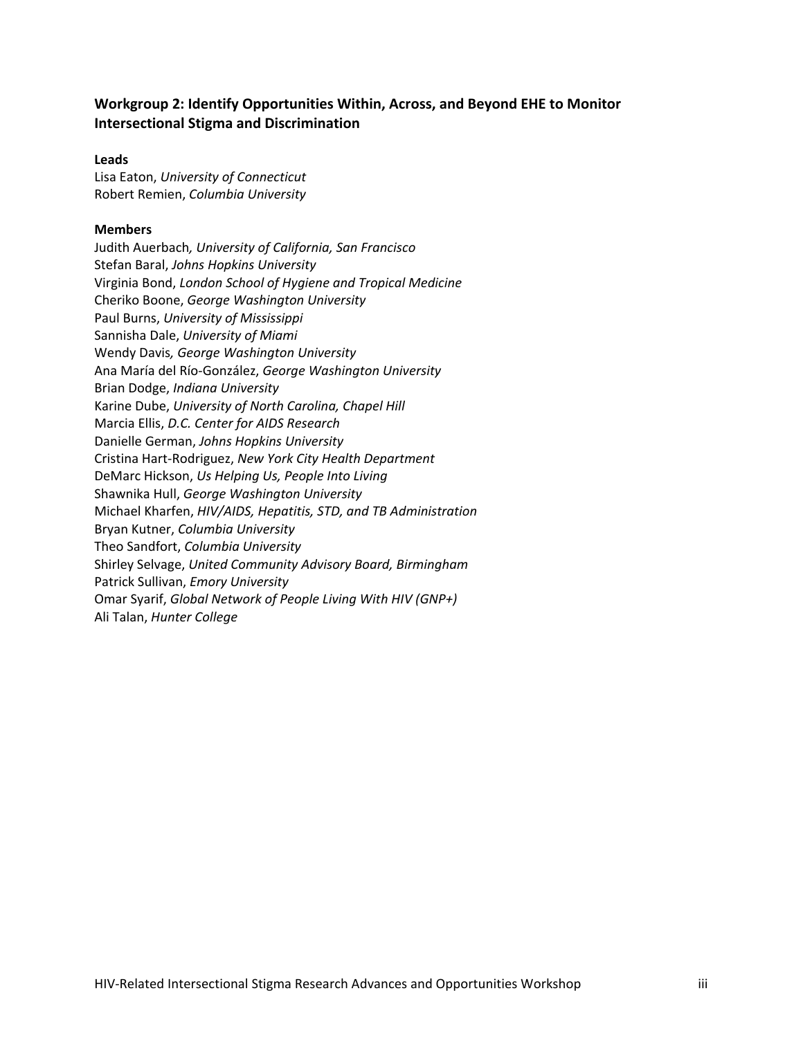### Workgroup 2: Identify Opportunities Within, Across, and Beyond EHE to Monitor Intersectional Stigma and Discrimination

**Leads**

Lisa Eaton, *University of Connecticut*
Robert Remien, *Columbia University*

**Members**

Judith Auerbach, *University of California, San Francisco*
Stefan Baral, *Johns Hopkins University*
Virginia Bond, *London School of Hygiene and Tropical Medicine*
Cheriko Boone, *George Washington University*
Paul Burns, *University of Mississippi*
Sannisha Dale, *University of Miami*
Wendy Davis, *George Washington University*
Ana María del Río-González, *George Washington University*
Brian Dodge, *Indiana University*
Karine Dube, *University of North Carolina, Chapel Hill*
Marcia Ellis, *D.C. Center for AIDS Research*
Danielle German, *Johns Hopkins University*
Cristina Hart-Rodriguez, *New York City Health Department*
DeMarc Hickson, *Us Helping Us, People Into Living*
Shawnika Hull, *George Washington University*
Michael Kharfen, *HIV/AIDS, Hepatitis, STD, and TB Administration*
Bryan Kutner, *Columbia University*
Theo Sandfort, *Columbia University*
Shirley Selvage, *United Community Advisory Board, Birmingham*
Patrick Sullivan, *Emory University*
Omar Syarif, *Global Network of People Living With HIV (GNP+)*
Ali Talan, *Hunter College*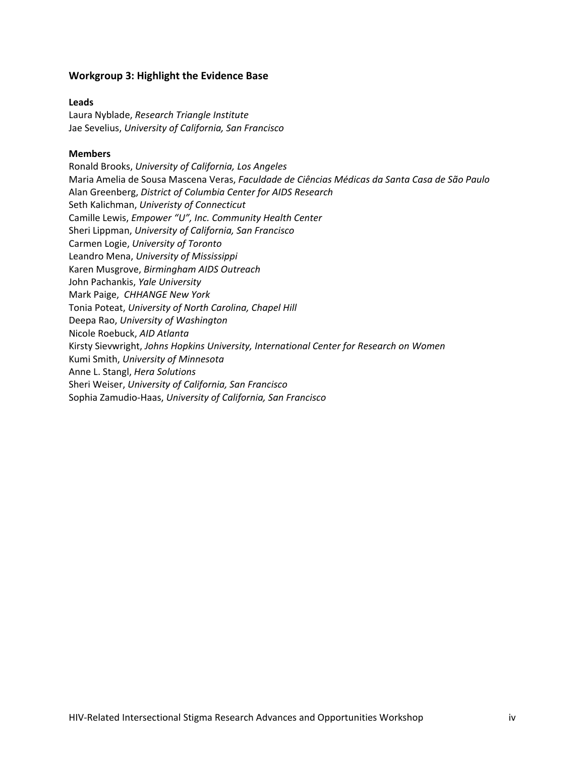### Workgroup 3: Highlight the Evidence Base

**Leads**

Laura Nyblade, *Research Triangle Institute*
Jae Sevelius, *University of California, San Francisco*

**Members**

Ronald Brooks, *University of California, Los Angeles*
Maria Amelia de Sousa Mascena Veras, *Faculdade de Ciências Médicas da Santa Casa de São Paulo*
Alan Greenberg, *District of Columbia Center for AIDS Research*
Seth Kalichman, *Univeristy of Connecticut*
Camille Lewis, *Empower "U", Inc. Community Health Center*
Sheri Lippman, *University of California, San Francisco*
Carmen Logie, *University of Toronto*
Leandro Mena, *University of Mississippi*
Karen Musgrove, *Birmingham AIDS Outreach*
John Pachankis, *Yale University*
Mark Paige, *CHHANGE New York*
Tonia Poteat, *University of North Carolina, Chapel Hill*
Deepa Rao, *University of Washington*
Nicole Roebuck, *AID Atlanta*
Kirsty Sievwright, *Johns Hopkins University, International Center for Research on Women*
Kumi Smith, *University of Minnesota*
Anne L. Stangl, *Hera Solutions*
Sheri Weiser, *University of California, San Francisco*
Sophia Zamudio-Haas, *University of California, San Francisco*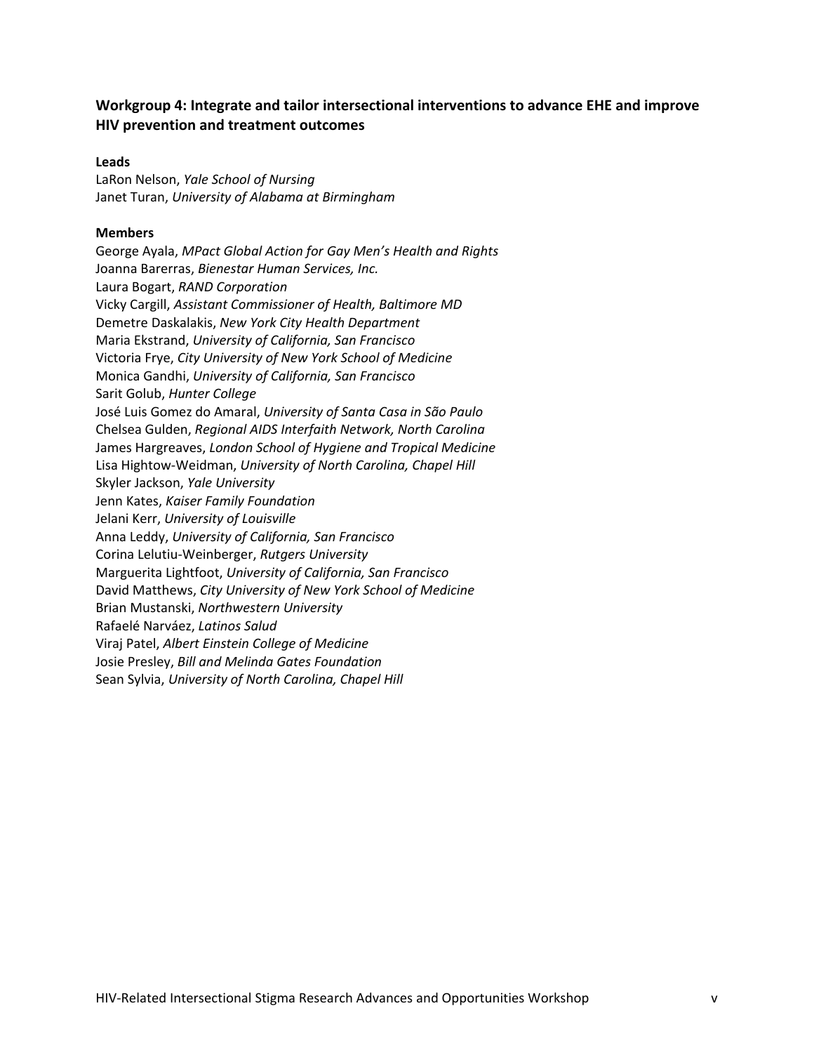### Workgroup 4: Integrate and tailor intersectional interventions to advance EHE and improve HIV prevention and treatment outcomes

**Leads**

LaRon Nelson, *Yale School of Nursing*
Janet Turan, *University of Alabama at Birmingham*

**Members**

George Ayala, *MPact Global Action for Gay Men's Health and Rights*
Joanna Barerras, *Bienestar Human Services, Inc.*
Laura Bogart, *RAND Corporation*
Vicky Cargill, *Assistant Commissioner of Health, Baltimore MD*
Demetre Daskalakis, *New York City Health Department*
Maria Ekstrand, *University of California, San Francisco*
Victoria Frye, *City University of New York School of Medicine*
Monica Gandhi, *University of California, San Francisco*
Sarit Golub, *Hunter College*
José Luis Gomez do Amaral, *University of Santa Casa in São Paulo*
Chelsea Gulden, *Regional AIDS Interfaith Network, North Carolina*
James Hargreaves, *London School of Hygiene and Tropical Medicine*
Lisa Hightow-Weidman, *University of North Carolina, Chapel Hill*
Skyler Jackson, *Yale University*
Jenn Kates, *Kaiser Family Foundation*
Jelani Kerr, *University of Louisville*
Anna Leddy, *University of California, San Francisco*
Corina Lelutiu-Weinberger, *Rutgers University*
Marguerita Lightfoot, *University of California, San Francisco*
David Matthews, *City University of New York School of Medicine*
Brian Mustanski, *Northwestern University*
Rafaelé Narváez, *Latinos Salud*
Viraj Patel, *Albert Einstein College of Medicine*
Josie Presley, *Bill and Melinda Gates Foundation*
Sean Sylvia, *University of North Carolina, Chapel Hill*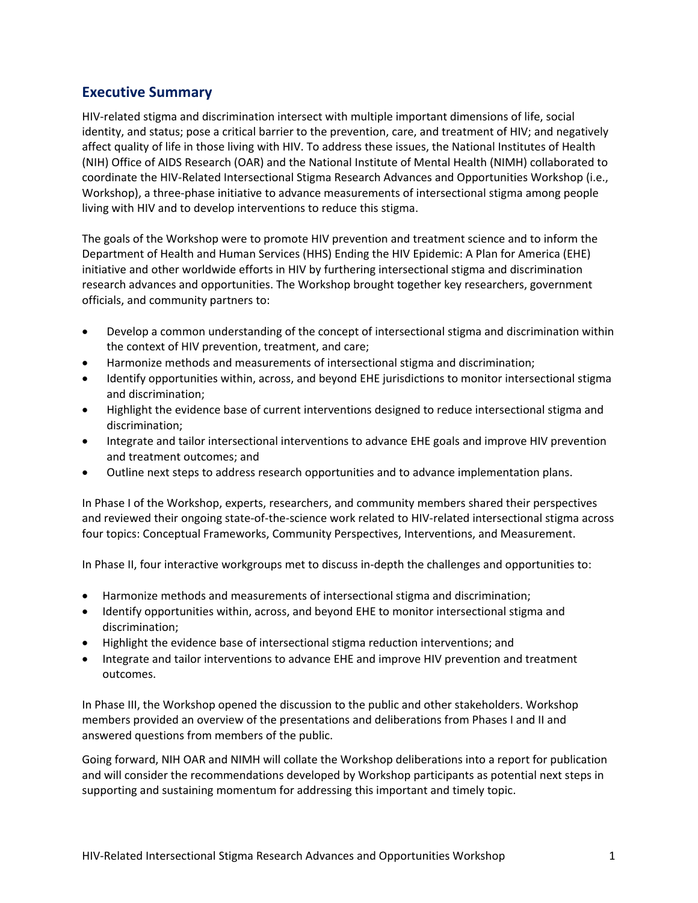## Executive Summary

HIV-related stigma and discrimination intersect with multiple important dimensions of life, social identity, and status; pose a critical barrier to the prevention, care, and treatment of HIV; and negatively affect quality of life in those living with HIV. To address these issues, the National Institutes of Health (NIH) Office of AIDS Research (OAR) and the National Institute of Mental Health (NIMH) collaborated to coordinate the HIV-Related Intersectional Stigma Research Advances and Opportunities Workshop (i.e., Workshop), a three-phase initiative to advance measurements of intersectional stigma among people living with HIV and to develop interventions to reduce this stigma.

The goals of the Workshop were to promote HIV prevention and treatment science and to inform the Department of Health and Human Services (HHS) Ending the HIV Epidemic: A Plan for America (EHE) initiative and other worldwide efforts in HIV by furthering intersectional stigma and discrimination research advances and opportunities. The Workshop brought together key researchers, government officials, and community partners to:

- Develop a common understanding of the concept of intersectional stigma and discrimination within the context of HIV prevention, treatment, and care;
- Harmonize methods and measurements of intersectional stigma and discrimination;
- Identify opportunities within, across, and beyond EHE jurisdictions to monitor intersectional stigma and discrimination;
- Highlight the evidence base of current interventions designed to reduce intersectional stigma and discrimination;
- Integrate and tailor intersectional interventions to advance EHE goals and improve HIV prevention and treatment outcomes; and
- Outline next steps to address research opportunities and to advance implementation plans.

In Phase I of the Workshop, experts, researchers, and community members shared their perspectives and reviewed their ongoing state-of-the-science work related to HIV-related intersectional stigma across four topics: Conceptual Frameworks, Community Perspectives, Interventions, and Measurement.

In Phase II, four interactive workgroups met to discuss in-depth the challenges and opportunities to:

- Harmonize methods and measurements of intersectional stigma and discrimination;
- Identify opportunities within, across, and beyond EHE to monitor intersectional stigma and discrimination;
- Highlight the evidence base of intersectional stigma reduction interventions; and
- Integrate and tailor interventions to advance EHE and improve HIV prevention and treatment outcomes.

In Phase III, the Workshop opened the discussion to the public and other stakeholders. Workshop members provided an overview of the presentations and deliberations from Phases I and II and answered questions from members of the public.

Going forward, NIH OAR and NIMH will collate the Workshop deliberations into a report for publication and will consider the recommendations developed by Workshop participants as potential next steps in supporting and sustaining momentum for addressing this important and timely topic.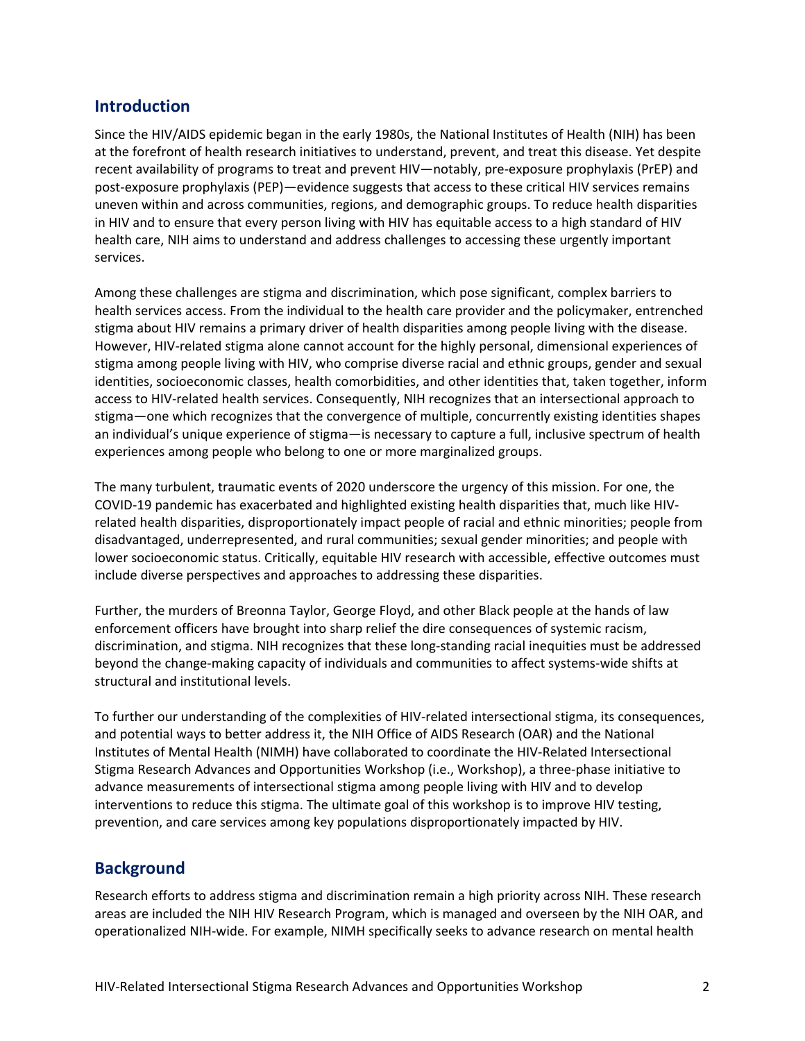## Introduction

Since the HIV/AIDS epidemic began in the early 1980s, the National Institutes of Health (NIH) has been at the forefront of health research initiatives to understand, prevent, and treat this disease. Yet despite recent availability of programs to treat and prevent HIV—notably, pre-exposure prophylaxis (PrEP) and post-exposure prophylaxis (PEP)—evidence suggests that access to these critical HIV services remains uneven within and across communities, regions, and demographic groups. To reduce health disparities in HIV and to ensure that every person living with HIV has equitable access to a high standard of HIV health care, NIH aims to understand and address challenges to accessing these urgently important services.

Among these challenges are stigma and discrimination, which pose significant, complex barriers to health services access. From the individual to the health care provider and the policymaker, entrenched stigma about HIV remains a primary driver of health disparities among people living with the disease. However, HIV-related stigma alone cannot account for the highly personal, dimensional experiences of stigma among people living with HIV, who comprise diverse racial and ethnic groups, gender and sexual identities, socioeconomic classes, health comorbidities, and other identities that, taken together, inform access to HIV-related health services. Consequently, NIH recognizes that an intersectional approach to stigma—one which recognizes that the convergence of multiple, concurrently existing identities shapes an individual's unique experience of stigma—is necessary to capture a full, inclusive spectrum of health experiences among people who belong to one or more marginalized groups.

The many turbulent, traumatic events of 2020 underscore the urgency of this mission. For one, the COVID-19 pandemic has exacerbated and highlighted existing health disparities that, much like HIV-related health disparities, disproportionately impact people of racial and ethnic minorities; people from disadvantaged, underrepresented, and rural communities; sexual gender minorities; and people with lower socioeconomic status. Critically, equitable HIV research with accessible, effective outcomes must include diverse perspectives and approaches to addressing these disparities.

Further, the murders of Breonna Taylor, George Floyd, and other Black people at the hands of law enforcement officers have brought into sharp relief the dire consequences of systemic racism, discrimination, and stigma. NIH recognizes that these long-standing racial inequities must be addressed beyond the change-making capacity of individuals and communities to affect systems-wide shifts at structural and institutional levels.

To further our understanding of the complexities of HIV-related intersectional stigma, its consequences, and potential ways to better address it, the NIH Office of AIDS Research (OAR) and the National Institutes of Mental Health (NIMH) have collaborated to coordinate the HIV-Related Intersectional Stigma Research Advances and Opportunities Workshop (i.e., Workshop), a three-phase initiative to advance measurements of intersectional stigma among people living with HIV and to develop interventions to reduce this stigma. The ultimate goal of this workshop is to improve HIV testing, prevention, and care services among key populations disproportionately impacted by HIV.

## Background

Research efforts to address stigma and discrimination remain a high priority across NIH. These research areas are included the NIH HIV Research Program, which is managed and overseen by the NIH OAR, and operationalized NIH-wide. For example, NIMH specifically seeks to advance research on mental health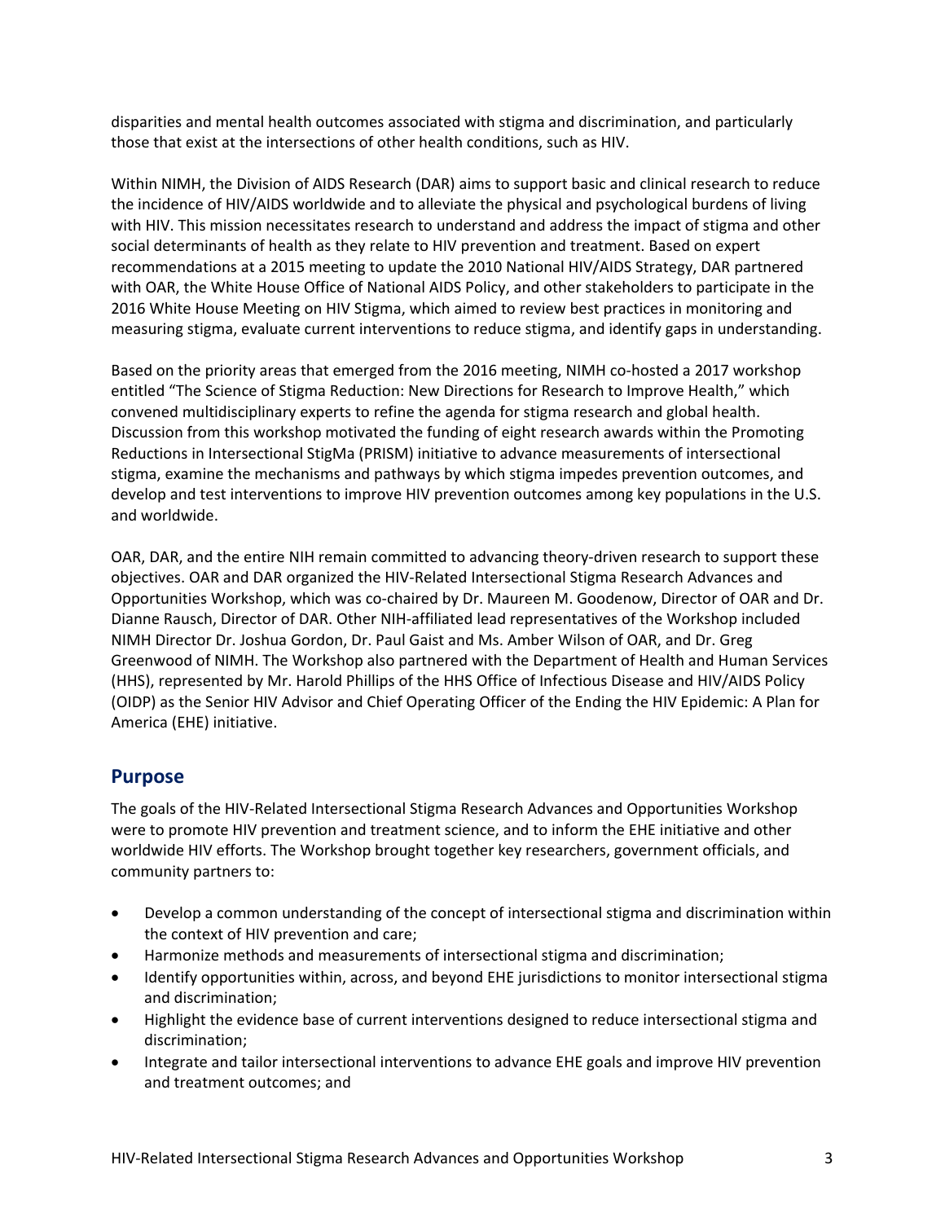disparities and mental health outcomes associated with stigma and discrimination, and particularly those that exist at the intersections of other health conditions, such as HIV.

Within NIMH, the Division of AIDS Research (DAR) aims to support basic and clinical research to reduce the incidence of HIV/AIDS worldwide and to alleviate the physical and psychological burdens of living with HIV. This mission necessitates research to understand and address the impact of stigma and other social determinants of health as they relate to HIV prevention and treatment. Based on expert recommendations at a 2015 meeting to update the 2010 National HIV/AIDS Strategy, DAR partnered with OAR, the White House Office of National AIDS Policy, and other stakeholders to participate in the 2016 White House Meeting on HIV Stigma, which aimed to review best practices in monitoring and measuring stigma, evaluate current interventions to reduce stigma, and identify gaps in understanding.

Based on the priority areas that emerged from the 2016 meeting, NIMH co-hosted a 2017 workshop entitled "The Science of Stigma Reduction: New Directions for Research to Improve Health," which convened multidisciplinary experts to refine the agenda for stigma research and global health. Discussion from this workshop motivated the funding of eight research awards within the Promoting Reductions in Intersectional StigMa (PRISM) initiative to advance measurements of intersectional stigma, examine the mechanisms and pathways by which stigma impedes prevention outcomes, and develop and test interventions to improve HIV prevention outcomes among key populations in the U.S. and worldwide.

OAR, DAR, and the entire NIH remain committed to advancing theory-driven research to support these objectives. OAR and DAR organized the HIV-Related Intersectional Stigma Research Advances and Opportunities Workshop, which was co-chaired by Dr. Maureen M. Goodenow, Director of OAR and Dr. Dianne Rausch, Director of DAR. Other NIH-affiliated lead representatives of the Workshop included NIMH Director Dr. Joshua Gordon, Dr. Paul Gaist and Ms. Amber Wilson of OAR, and Dr. Greg Greenwood of NIMH. The Workshop also partnered with the Department of Health and Human Services (HHS), represented by Mr. Harold Phillips of the HHS Office of Infectious Disease and HIV/AIDS Policy (OIDP) as the Senior HIV Advisor and Chief Operating Officer of the Ending the HIV Epidemic: A Plan for America (EHE) initiative.

## Purpose

The goals of the HIV-Related Intersectional Stigma Research Advances and Opportunities Workshop were to promote HIV prevention and treatment science, and to inform the EHE initiative and other worldwide HIV efforts. The Workshop brought together key researchers, government officials, and community partners to:

- Develop a common understanding of the concept of intersectional stigma and discrimination within the context of HIV prevention and care;
- Harmonize methods and measurements of intersectional stigma and discrimination;
- Identify opportunities within, across, and beyond EHE jurisdictions to monitor intersectional stigma and discrimination;
- Highlight the evidence base of current interventions designed to reduce intersectional stigma and discrimination;
- Integrate and tailor intersectional interventions to advance EHE goals and improve HIV prevention and treatment outcomes; and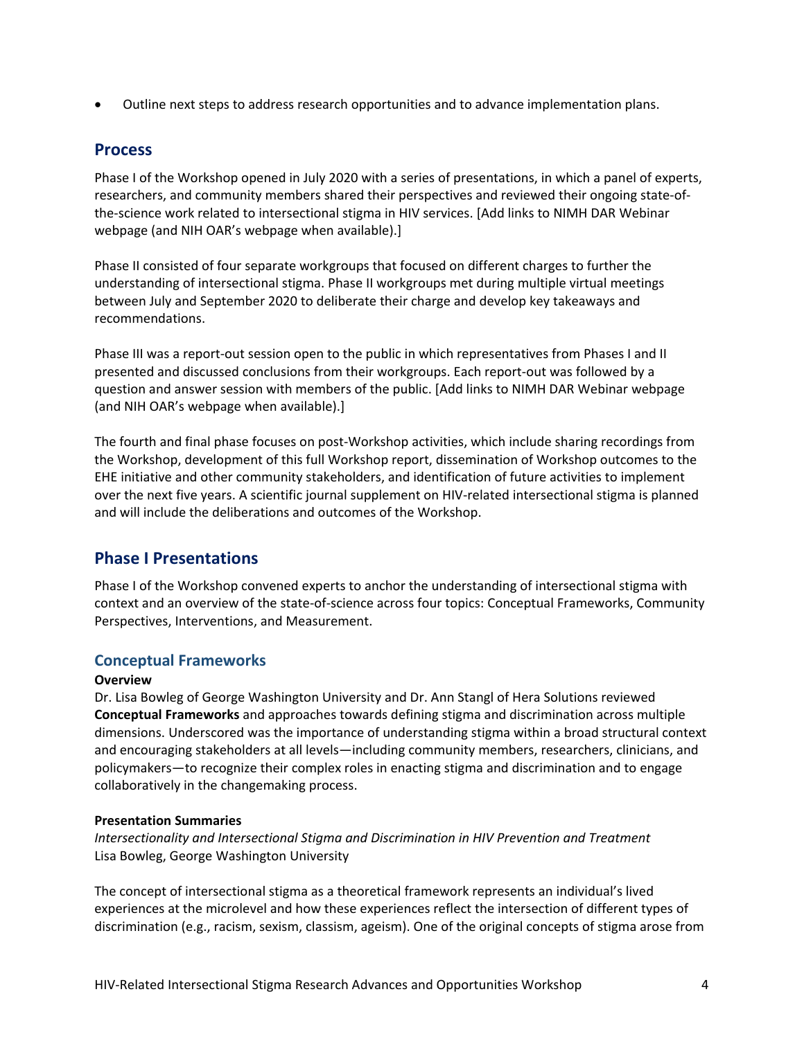- Outline next steps to address research opportunities and to advance implementation plans.

## Process

Phase I of the Workshop opened in July 2020 with a series of presentations, in which a panel of experts, researchers, and community members shared their perspectives and reviewed their ongoing state-of-the-science work related to intersectional stigma in HIV services. [Add links to NIMH DAR Webinar webpage (and NIH OAR's webpage when available).]

Phase II consisted of four separate workgroups that focused on different charges to further the understanding of intersectional stigma. Phase II workgroups met during multiple virtual meetings between July and September 2020 to deliberate their charge and develop key takeaways and recommendations.

Phase III was a report-out session open to the public in which representatives from Phases I and II presented and discussed conclusions from their workgroups. Each report-out was followed by a question and answer session with members of the public. [Add links to NIMH DAR Webinar webpage (and NIH OAR's webpage when available).]

The fourth and final phase focuses on post-Workshop activities, which include sharing recordings from the Workshop, development of this full Workshop report, dissemination of Workshop outcomes to the EHE initiative and other community stakeholders, and identification of future activities to implement over the next five years. A scientific journal supplement on HIV-related intersectional stigma is planned and will include the deliberations and outcomes of the Workshop.

## Phase I Presentations

Phase I of the Workshop convened experts to anchor the understanding of intersectional stigma with context and an overview of the state-of-science across four topics: Conceptual Frameworks, Community Perspectives, Interventions, and Measurement.

### Conceptual Frameworks

**Overview**

Dr. Lisa Bowleg of George Washington University and Dr. Ann Stangl of Hera Solutions reviewed **Conceptual Frameworks** and approaches towards defining stigma and discrimination across multiple dimensions. Underscored was the importance of understanding stigma within a broad structural context and encouraging stakeholders at all levels—including community members, researchers, clinicians, and policymakers—to recognize their complex roles in enacting stigma and discrimination and to engage collaboratively in the changemaking process.

**Presentation Summaries**

*Intersectionality and Intersectional Stigma and Discrimination in HIV Prevention and Treatment*
Lisa Bowleg, George Washington University

The concept of intersectional stigma as a theoretical framework represents an individual's lived experiences at the microlevel and how these experiences reflect the intersection of different types of discrimination (e.g., racism, sexism, classism, ageism). One of the original concepts of stigma arose from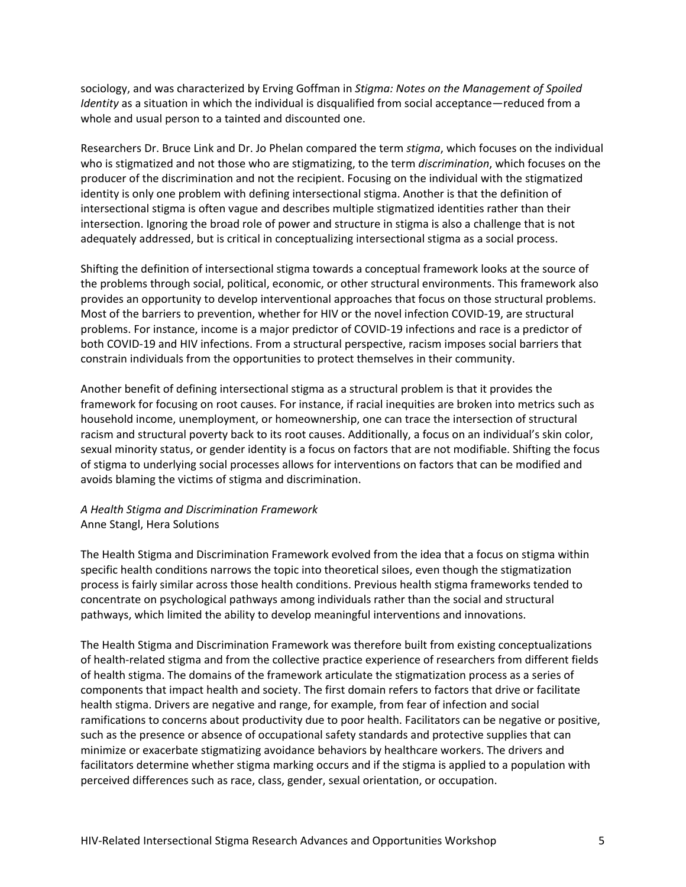sociology, and was characterized by Erving Goffman in *Stigma: Notes on the Management of Spoiled Identity* as a situation in which the individual is disqualified from social acceptance—reduced from a whole and usual person to a tainted and discounted one.

Researchers Dr. Bruce Link and Dr. Jo Phelan compared the term *stigma*, which focuses on the individual who is stigmatized and not those who are stigmatizing, to the term *discrimination*, which focuses on the producer of the discrimination and not the recipient. Focusing on the individual with the stigmatized identity is only one problem with defining intersectional stigma. Another is that the definition of intersectional stigma is often vague and describes multiple stigmatized identities rather than their intersection. Ignoring the broad role of power and structure in stigma is also a challenge that is not adequately addressed, but is critical in conceptualizing intersectional stigma as a social process.

Shifting the definition of intersectional stigma towards a conceptual framework looks at the source of the problems through social, political, economic, or other structural environments. This framework also provides an opportunity to develop interventional approaches that focus on those structural problems. Most of the barriers to prevention, whether for HIV or the novel infection COVID-19, are structural problems. For instance, income is a major predictor of COVID-19 infections and race is a predictor of both COVID-19 and HIV infections. From a structural perspective, racism imposes social barriers that constrain individuals from the opportunities to protect themselves in their community.

Another benefit of defining intersectional stigma as a structural problem is that it provides the framework for focusing on root causes. For instance, if racial inequities are broken into metrics such as household income, unemployment, or homeownership, one can trace the intersection of structural racism and structural poverty back to its root causes. Additionally, a focus on an individual's skin color, sexual minority status, or gender identity is a focus on factors that are not modifiable. Shifting the focus of stigma to underlying social processes allows for interventions on factors that can be modified and avoids blaming the victims of stigma and discrimination.

*A Health Stigma and Discrimination Framework*
Anne Stangl, Hera Solutions

The Health Stigma and Discrimination Framework evolved from the idea that a focus on stigma within specific health conditions narrows the topic into theoretical siloes, even though the stigmatization process is fairly similar across those health conditions. Previous health stigma frameworks tended to concentrate on psychological pathways among individuals rather than the social and structural pathways, which limited the ability to develop meaningful interventions and innovations.

The Health Stigma and Discrimination Framework was therefore built from existing conceptualizations of health-related stigma and from the collective practice experience of researchers from different fields of health stigma. The domains of the framework articulate the stigmatization process as a series of components that impact health and society. The first domain refers to factors that drive or facilitate health stigma. Drivers are negative and range, for example, from fear of infection and social ramifications to concerns about productivity due to poor health. Facilitators can be negative or positive, such as the presence or absence of occupational safety standards and protective supplies that can minimize or exacerbate stigmatizing avoidance behaviors by healthcare workers. The drivers and facilitators determine whether stigma marking occurs and if the stigma is applied to a population with perceived differences such as race, class, gender, sexual orientation, or occupation.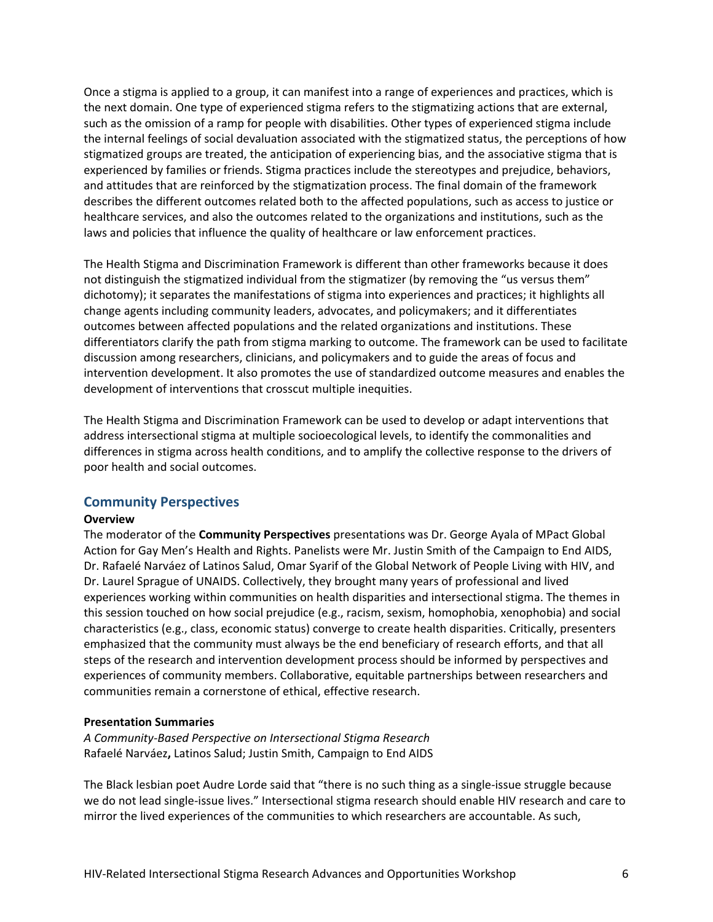Once a stigma is applied to a group, it can manifest into a range of experiences and practices, which is the next domain. One type of experienced stigma refers to the stigmatizing actions that are external, such as the omission of a ramp for people with disabilities. Other types of experienced stigma include the internal feelings of social devaluation associated with the stigmatized status, the perceptions of how stigmatized groups are treated, the anticipation of experiencing bias, and the associative stigma that is experienced by families or friends. Stigma practices include the stereotypes and prejudice, behaviors, and attitudes that are reinforced by the stigmatization process. The final domain of the framework describes the different outcomes related both to the affected populations, such as access to justice or healthcare services, and also the outcomes related to the organizations and institutions, such as the laws and policies that influence the quality of healthcare or law enforcement practices.

The Health Stigma and Discrimination Framework is different than other frameworks because it does not distinguish the stigmatized individual from the stigmatizer (by removing the "us versus them" dichotomy); it separates the manifestations of stigma into experiences and practices; it highlights all change agents including community leaders, advocates, and policymakers; and it differentiates outcomes between affected populations and the related organizations and institutions. These differentiators clarify the path from stigma marking to outcome. The framework can be used to facilitate discussion among researchers, clinicians, and policymakers and to guide the areas of focus and intervention development. It also promotes the use of standardized outcome measures and enables the development of interventions that crosscut multiple inequities.

The Health Stigma and Discrimination Framework can be used to develop or adapt interventions that address intersectional stigma at multiple socioecological levels, to identify the commonalities and differences in stigma across health conditions, and to amplify the collective response to the drivers of poor health and social outcomes.

## Community Perspectives

**Overview**

The moderator of the **Community Perspectives** presentations was Dr. George Ayala of MPact Global Action for Gay Men's Health and Rights. Panelists were Mr. Justin Smith of the Campaign to End AIDS, Dr. Rafaelé Narváez of Latinos Salud, Omar Syarif of the Global Network of People Living with HIV, and Dr. Laurel Sprague of UNAIDS. Collectively, they brought many years of professional and lived experiences working within communities on health disparities and intersectional stigma. The themes in this session touched on how social prejudice (e.g., racism, sexism, homophobia, xenophobia) and social characteristics (e.g., class, economic status) converge to create health disparities. Critically, presenters emphasized that the community must always be the end beneficiary of research efforts, and that all steps of the research and intervention development process should be informed by perspectives and experiences of community members. Collaborative, equitable partnerships between researchers and communities remain a cornerstone of ethical, effective research.

**Presentation Summaries**

*A Community-Based Perspective on Intersectional Stigma Research*
Rafaelé Narváez**,** Latinos Salud; Justin Smith, Campaign to End AIDS

The Black lesbian poet Audre Lorde said that "there is no such thing as a single-issue struggle because we do not lead single-issue lives." Intersectional stigma research should enable HIV research and care to mirror the lived experiences of the communities to which researchers are accountable. As such,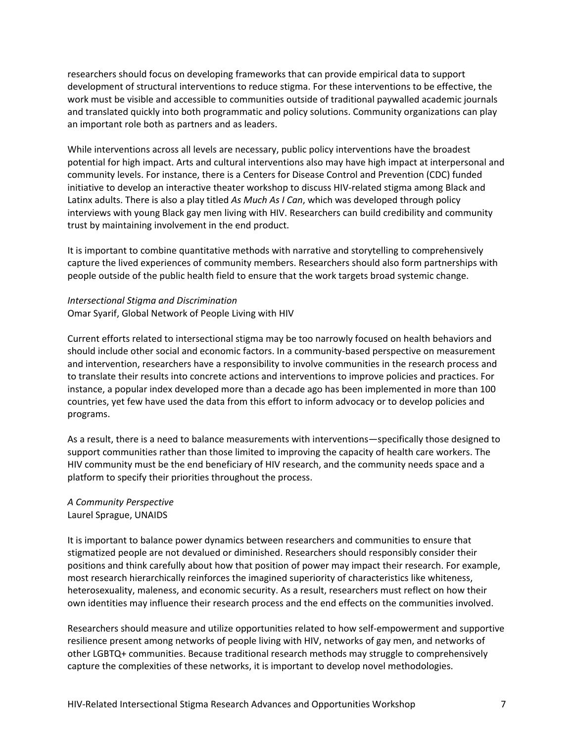researchers should focus on developing frameworks that can provide empirical data to support development of structural interventions to reduce stigma. For these interventions to be effective, the work must be visible and accessible to communities outside of traditional paywalled academic journals and translated quickly into both programmatic and policy solutions. Community organizations can play an important role both as partners and as leaders.

While interventions across all levels are necessary, public policy interventions have the broadest potential for high impact. Arts and cultural interventions also may have high impact at interpersonal and community levels. For instance, there is a Centers for Disease Control and Prevention (CDC) funded initiative to develop an interactive theater workshop to discuss HIV-related stigma among Black and Latinx adults. There is also a play titled *As Much As I Can*, which was developed through policy interviews with young Black gay men living with HIV. Researchers can build credibility and community trust by maintaining involvement in the end product.

It is important to combine quantitative methods with narrative and storytelling to comprehensively capture the lived experiences of community members. Researchers should also form partnerships with people outside of the public health field to ensure that the work targets broad systemic change.

*Intersectional Stigma and Discrimination*
Omar Syarif, Global Network of People Living with HIV

Current efforts related to intersectional stigma may be too narrowly focused on health behaviors and should include other social and economic factors. In a community-based perspective on measurement and intervention, researchers have a responsibility to involve communities in the research process and to translate their results into concrete actions and interventions to improve policies and practices. For instance, a popular index developed more than a decade ago has been implemented in more than 100 countries, yet few have used the data from this effort to inform advocacy or to develop policies and programs.

As a result, there is a need to balance measurements with interventions—specifically those designed to support communities rather than those limited to improving the capacity of health care workers. The HIV community must be the end beneficiary of HIV research, and the community needs space and a platform to specify their priorities throughout the process.

*A Community Perspective*
Laurel Sprague, UNAIDS

It is important to balance power dynamics between researchers and communities to ensure that stigmatized people are not devalued or diminished. Researchers should responsibly consider their positions and think carefully about how that position of power may impact their research. For example, most research hierarchically reinforces the imagined superiority of characteristics like whiteness, heterosexuality, maleness, and economic security. As a result, researchers must reflect on how their own identities may influence their research process and the end effects on the communities involved.

Researchers should measure and utilize opportunities related to how self-empowerment and supportive resilience present among networks of people living with HIV, networks of gay men, and networks of other LGBTQ+ communities. Because traditional research methods may struggle to comprehensively capture the complexities of these networks, it is important to develop novel methodologies.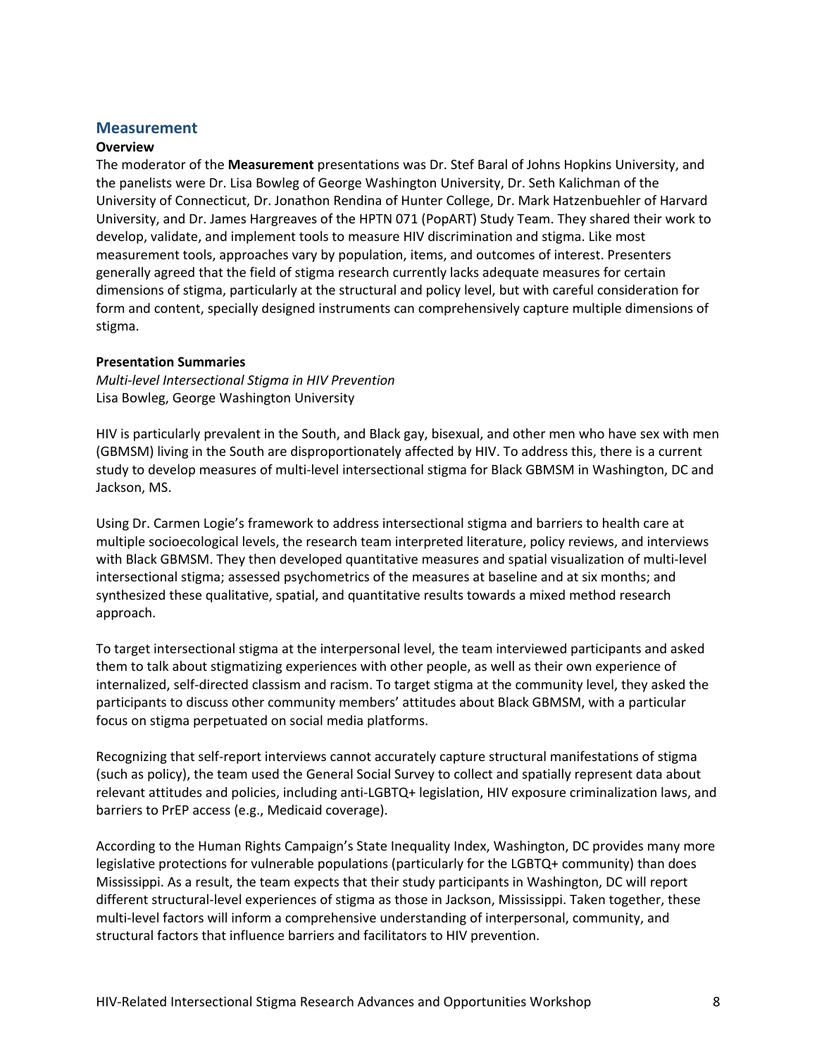## Measurement

**Overview**

The moderator of the **Measurement** presentations was Dr. Stef Baral of Johns Hopkins University, and the panelists were Dr. Lisa Bowleg of George Washington University, Dr. Seth Kalichman of the University of Connecticut, Dr. Jonathon Rendina of Hunter College, Dr. Mark Hatzenbuehler of Harvard University, and Dr. James Hargreaves of the HPTN 071 (PopART) Study Team. They shared their work to develop, validate, and implement tools to measure HIV discrimination and stigma. Like most measurement tools, approaches vary by population, items, and outcomes of interest. Presenters generally agreed that the field of stigma research currently lacks adequate measures for certain dimensions of stigma, particularly at the structural and policy level, but with careful consideration for form and content, specially designed instruments can comprehensively capture multiple dimensions of stigma.

**Presentation Summaries**

*Multi-level Intersectional Stigma in HIV Prevention*
Lisa Bowleg, George Washington University

HIV is particularly prevalent in the South, and Black gay, bisexual, and other men who have sex with men (GBMSM) living in the South are disproportionately affected by HIV. To address this, there is a current study to develop measures of multi-level intersectional stigma for Black GBMSM in Washington, DC and Jackson, MS.

Using Dr. Carmen Logie's framework to address intersectional stigma and barriers to health care at multiple socioecological levels, the research team interpreted literature, policy reviews, and interviews with Black GBMSM. They then developed quantitative measures and spatial visualization of multi-level intersectional stigma; assessed psychometrics of the measures at baseline and at six months; and synthesized these qualitative, spatial, and quantitative results towards a mixed method research approach.

To target intersectional stigma at the interpersonal level, the team interviewed participants and asked them to talk about stigmatizing experiences with other people, as well as their own experience of internalized, self-directed classism and racism. To target stigma at the community level, they asked the participants to discuss other community members' attitudes about Black GBMSM, with a particular focus on stigma perpetuated on social media platforms.

Recognizing that self-report interviews cannot accurately capture structural manifestations of stigma (such as policy), the team used the General Social Survey to collect and spatially represent data about relevant attitudes and policies, including anti-LGBTQ+ legislation, HIV exposure criminalization laws, and barriers to PrEP access (e.g., Medicaid coverage).

According to the Human Rights Campaign's State Inequality Index, Washington, DC provides many more legislative protections for vulnerable populations (particularly for the LGBTQ+ community) than does Mississippi. As a result, the team expects that their study participants in Washington, DC will report different structural-level experiences of stigma as those in Jackson, Mississippi. Taken together, these multi-level factors will inform a comprehensive understanding of interpersonal, community, and structural factors that influence barriers and facilitators to HIV prevention.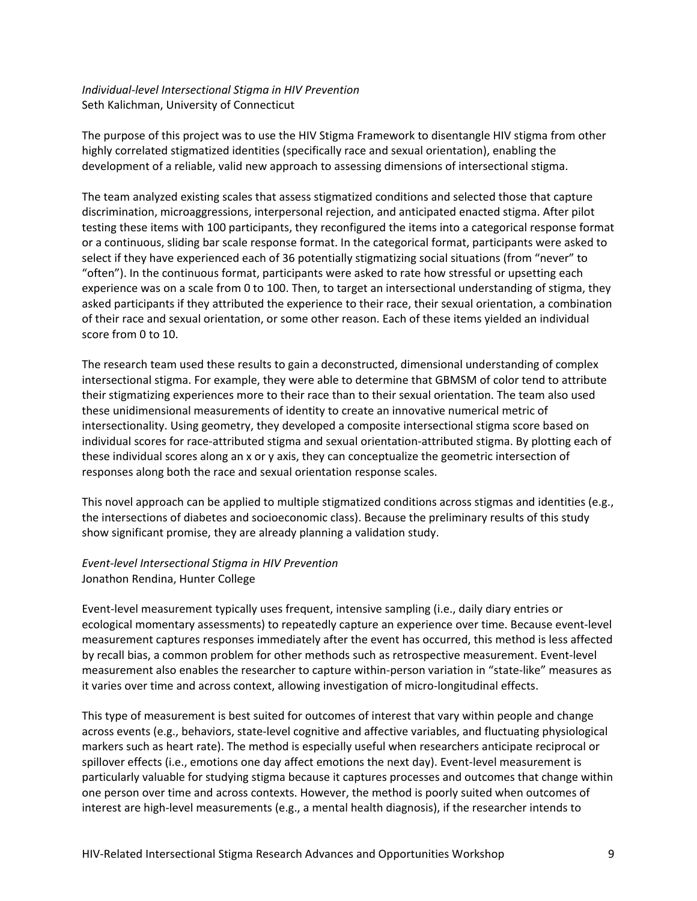*Individual-level Intersectional Stigma in HIV Prevention*
Seth Kalichman, University of Connecticut

The purpose of this project was to use the HIV Stigma Framework to disentangle HIV stigma from other highly correlated stigmatized identities (specifically race and sexual orientation), enabling the development of a reliable, valid new approach to assessing dimensions of intersectional stigma.

The team analyzed existing scales that assess stigmatized conditions and selected those that capture discrimination, microaggressions, interpersonal rejection, and anticipated enacted stigma. After pilot testing these items with 100 participants, they reconfigured the items into a categorical response format or a continuous, sliding bar scale response format. In the categorical format, participants were asked to select if they have experienced each of 36 potentially stigmatizing social situations (from "never" to "often"). In the continuous format, participants were asked to rate how stressful or upsetting each experience was on a scale from 0 to 100. Then, to target an intersectional understanding of stigma, they asked participants if they attributed the experience to their race, their sexual orientation, a combination of their race and sexual orientation, or some other reason. Each of these items yielded an individual score from 0 to 10.

The research team used these results to gain a deconstructed, dimensional understanding of complex intersectional stigma. For example, they were able to determine that GBMSM of color tend to attribute their stigmatizing experiences more to their race than to their sexual orientation. The team also used these unidimensional measurements of identity to create an innovative numerical metric of intersectionality. Using geometry, they developed a composite intersectional stigma score based on individual scores for race-attributed stigma and sexual orientation-attributed stigma. By plotting each of these individual scores along an x or y axis, they can conceptualize the geometric intersection of responses along both the race and sexual orientation response scales.

This novel approach can be applied to multiple stigmatized conditions across stigmas and identities (e.g., the intersections of diabetes and socioeconomic class). Because the preliminary results of this study show significant promise, they are already planning a validation study.

*Event-level Intersectional Stigma in HIV Prevention*
Jonathon Rendina, Hunter College

Event-level measurement typically uses frequent, intensive sampling (i.e., daily diary entries or ecological momentary assessments) to repeatedly capture an experience over time. Because event-level measurement captures responses immediately after the event has occurred, this method is less affected by recall bias, a common problem for other methods such as retrospective measurement. Event-level measurement also enables the researcher to capture within-person variation in "state-like" measures as it varies over time and across context, allowing investigation of micro-longitudinal effects.

This type of measurement is best suited for outcomes of interest that vary within people and change across events (e.g., behaviors, state-level cognitive and affective variables, and fluctuating physiological markers such as heart rate). The method is especially useful when researchers anticipate reciprocal or spillover effects (i.e., emotions one day affect emotions the next day). Event-level measurement is particularly valuable for studying stigma because it captures processes and outcomes that change within one person over time and across contexts. However, the method is poorly suited when outcomes of interest are high-level measurements (e.g., a mental health diagnosis), if the researcher intends to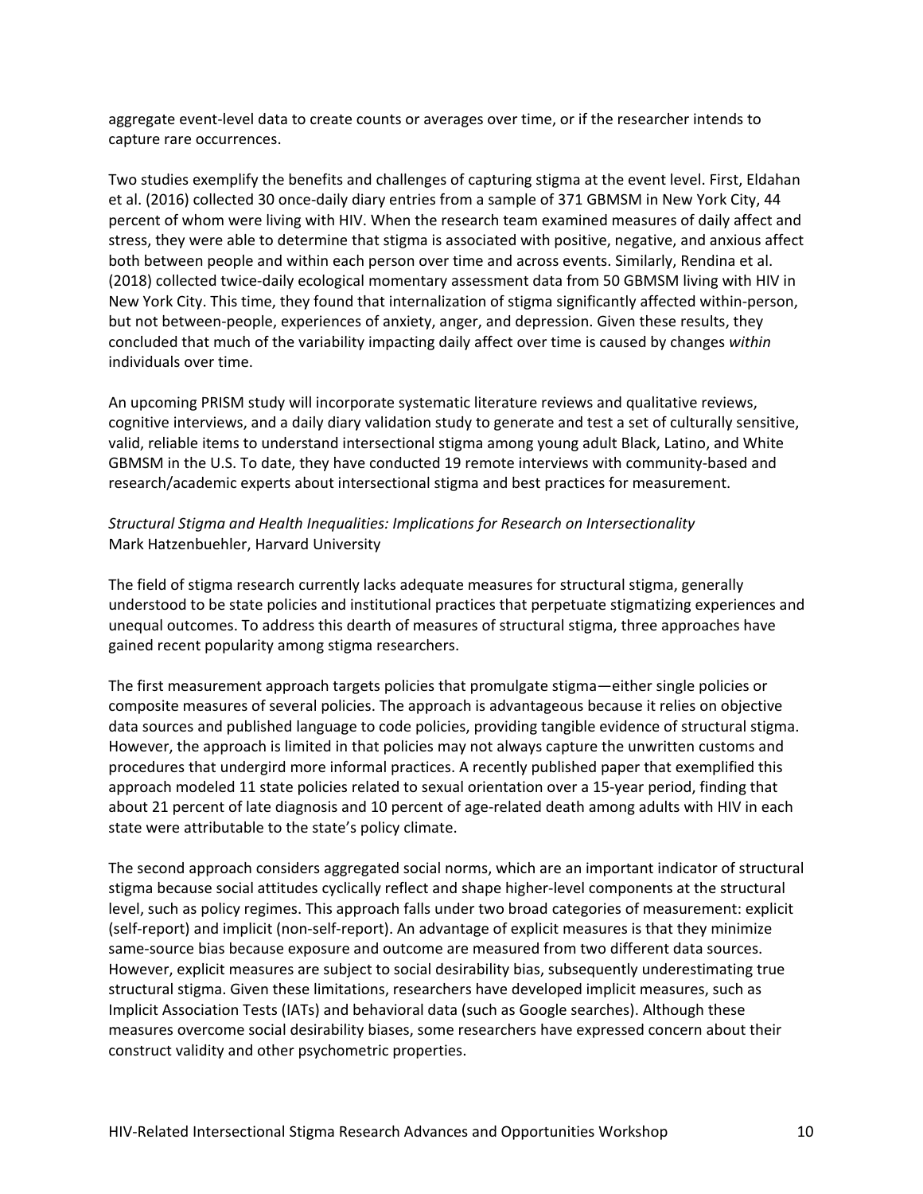aggregate event-level data to create counts or averages over time, or if the researcher intends to capture rare occurrences.

Two studies exemplify the benefits and challenges of capturing stigma at the event level. First, Eldahan et al. (2016) collected 30 once-daily diary entries from a sample of 371 GBMSM in New York City, 44 percent of whom were living with HIV. When the research team examined measures of daily affect and stress, they were able to determine that stigma is associated with positive, negative, and anxious affect both between people and within each person over time and across events. Similarly, Rendina et al. (2018) collected twice-daily ecological momentary assessment data from 50 GBMSM living with HIV in New York City. This time, they found that internalization of stigma significantly affected within-person, but not between-people, experiences of anxiety, anger, and depression. Given these results, they concluded that much of the variability impacting daily affect over time is caused by changes *within* individuals over time.

An upcoming PRISM study will incorporate systematic literature reviews and qualitative reviews, cognitive interviews, and a daily diary validation study to generate and test a set of culturally sensitive, valid, reliable items to understand intersectional stigma among young adult Black, Latino, and White GBMSM in the U.S. To date, they have conducted 19 remote interviews with community-based and research/academic experts about intersectional stigma and best practices for measurement.

*Structural Stigma and Health Inequalities: Implications for Research on Intersectionality*
Mark Hatzenbuehler, Harvard University

The field of stigma research currently lacks adequate measures for structural stigma, generally understood to be state policies and institutional practices that perpetuate stigmatizing experiences and unequal outcomes. To address this dearth of measures of structural stigma, three approaches have gained recent popularity among stigma researchers.

The first measurement approach targets policies that promulgate stigma—either single policies or composite measures of several policies. The approach is advantageous because it relies on objective data sources and published language to code policies, providing tangible evidence of structural stigma. However, the approach is limited in that policies may not always capture the unwritten customs and procedures that undergird more informal practices. A recently published paper that exemplified this approach modeled 11 state policies related to sexual orientation over a 15-year period, finding that about 21 percent of late diagnosis and 10 percent of age-related death among adults with HIV in each state were attributable to the state's policy climate.

The second approach considers aggregated social norms, which are an important indicator of structural stigma because social attitudes cyclically reflect and shape higher-level components at the structural level, such as policy regimes. This approach falls under two broad categories of measurement: explicit (self-report) and implicit (non-self-report). An advantage of explicit measures is that they minimize same-source bias because exposure and outcome are measured from two different data sources. However, explicit measures are subject to social desirability bias, subsequently underestimating true structural stigma. Given these limitations, researchers have developed implicit measures, such as Implicit Association Tests (IATs) and behavioral data (such as Google searches). Although these measures overcome social desirability biases, some researchers have expressed concern about their construct validity and other psychometric properties.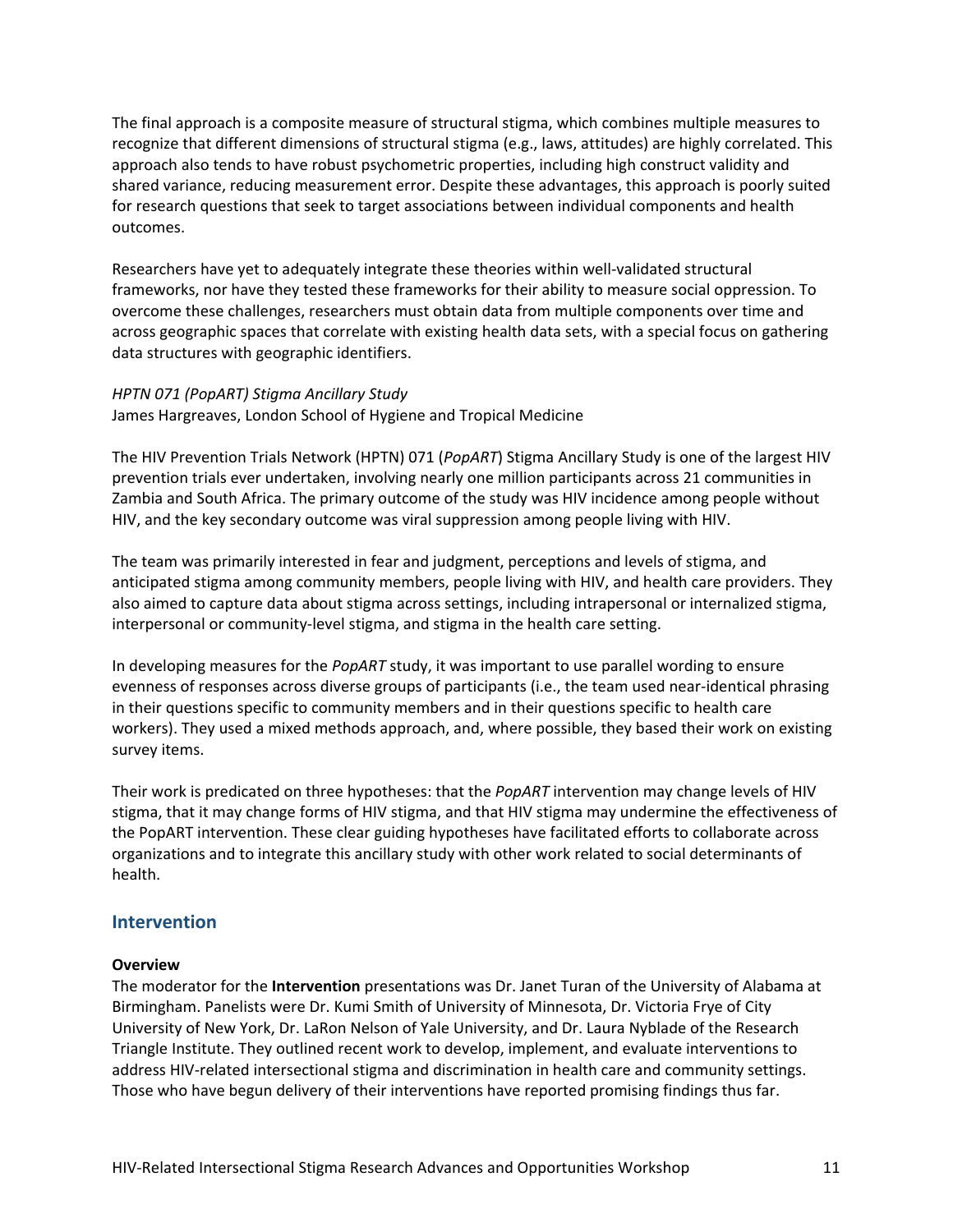The final approach is a composite measure of structural stigma, which combines multiple measures to recognize that different dimensions of structural stigma (e.g., laws, attitudes) are highly correlated. This approach also tends to have robust psychometric properties, including high construct validity and shared variance, reducing measurement error. Despite these advantages, this approach is poorly suited for research questions that seek to target associations between individual components and health outcomes.

Researchers have yet to adequately integrate these theories within well-validated structural frameworks, nor have they tested these frameworks for their ability to measure social oppression. To overcome these challenges, researchers must obtain data from multiple components over time and across geographic spaces that correlate with existing health data sets, with a special focus on gathering data structures with geographic identifiers.

*HPTN 071 (PopART) Stigma Ancillary Study*
James Hargreaves, London School of Hygiene and Tropical Medicine

The HIV Prevention Trials Network (HPTN) 071 (*PopART*) Stigma Ancillary Study is one of the largest HIV prevention trials ever undertaken, involving nearly one million participants across 21 communities in Zambia and South Africa. The primary outcome of the study was HIV incidence among people without HIV, and the key secondary outcome was viral suppression among people living with HIV.

The team was primarily interested in fear and judgment, perceptions and levels of stigma, and anticipated stigma among community members, people living with HIV, and health care providers. They also aimed to capture data about stigma across settings, including intrapersonal or internalized stigma, interpersonal or community-level stigma, and stigma in the health care setting.

In developing measures for the *PopART* study, it was important to use parallel wording to ensure evenness of responses across diverse groups of participants (i.e., the team used near-identical phrasing in their questions specific to community members and in their questions specific to health care workers). They used a mixed methods approach, and, where possible, they based their work on existing survey items.

Their work is predicated on three hypotheses: that the *PopART* intervention may change levels of HIV stigma, that it may change forms of HIV stigma, and that HIV stigma may undermine the effectiveness of the PopART intervention. These clear guiding hypotheses have facilitated efforts to collaborate across organizations and to integrate this ancillary study with other work related to social determinants of health.

## Intervention

**Overview**
The moderator for the **Intervention** presentations was Dr. Janet Turan of the University of Alabama at Birmingham. Panelists were Dr. Kumi Smith of University of Minnesota, Dr. Victoria Frye of City University of New York, Dr. LaRon Nelson of Yale University, and Dr. Laura Nyblade of the Research Triangle Institute. They outlined recent work to develop, implement, and evaluate interventions to address HIV-related intersectional stigma and discrimination in health care and community settings. Those who have begun delivery of their interventions have reported promising findings thus far.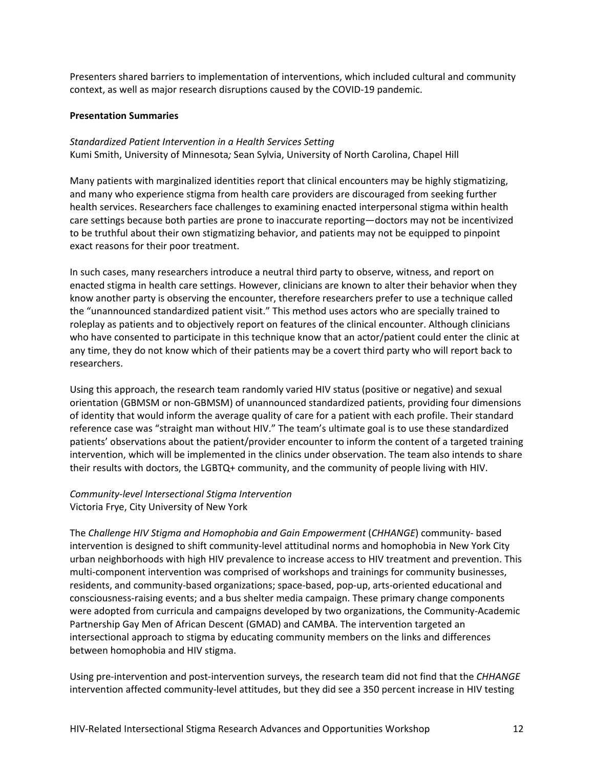Presenters shared barriers to implementation of interventions, which included cultural and community context, as well as major research disruptions caused by the COVID-19 pandemic.

**Presentation Summaries**

*Standardized Patient Intervention in a Health Services Setting*
Kumi Smith, University of Minnesota*;* Sean Sylvia, University of North Carolina, Chapel Hill

Many patients with marginalized identities report that clinical encounters may be highly stigmatizing, and many who experience stigma from health care providers are discouraged from seeking further health services. Researchers face challenges to examining enacted interpersonal stigma within health care settings because both parties are prone to inaccurate reporting—doctors may not be incentivized to be truthful about their own stigmatizing behavior, and patients may not be equipped to pinpoint exact reasons for their poor treatment.

In such cases, many researchers introduce a neutral third party to observe, witness, and report on enacted stigma in health care settings. However, clinicians are known to alter their behavior when they know another party is observing the encounter, therefore researchers prefer to use a technique called the "unannounced standardized patient visit." This method uses actors who are specially trained to roleplay as patients and to objectively report on features of the clinical encounter. Although clinicians who have consented to participate in this technique know that an actor/patient could enter the clinic at any time, they do not know which of their patients may be a covert third party who will report back to researchers.

Using this approach, the research team randomly varied HIV status (positive or negative) and sexual orientation (GBMSM or non-GBMSM) of unannounced standardized patients, providing four dimensions of identity that would inform the average quality of care for a patient with each profile. Their standard reference case was "straight man without HIV." The team's ultimate goal is to use these standardized patients' observations about the patient/provider encounter to inform the content of a targeted training intervention, which will be implemented in the clinics under observation. The team also intends to share their results with doctors, the LGBTQ+ community, and the community of people living with HIV.

*Community-level Intersectional Stigma Intervention*
Victoria Frye, City University of New York

The *Challenge HIV Stigma and Homophobia and Gain Empowerment* (*CHHANGE*) community- based intervention is designed to shift community-level attitudinal norms and homophobia in New York City urban neighborhoods with high HIV prevalence to increase access to HIV treatment and prevention. This multi-component intervention was comprised of workshops and trainings for community businesses, residents, and community-based organizations; space-based, pop-up, arts-oriented educational and consciousness-raising events; and a bus shelter media campaign. These primary change components were adopted from curricula and campaigns developed by two organizations, the Community-Academic Partnership Gay Men of African Descent (GMAD) and CAMBA. The intervention targeted an intersectional approach to stigma by educating community members on the links and differences between homophobia and HIV stigma.

Using pre-intervention and post-intervention surveys, the research team did not find that the *CHHANGE* intervention affected community-level attitudes, but they did see a 350 percent increase in HIV testing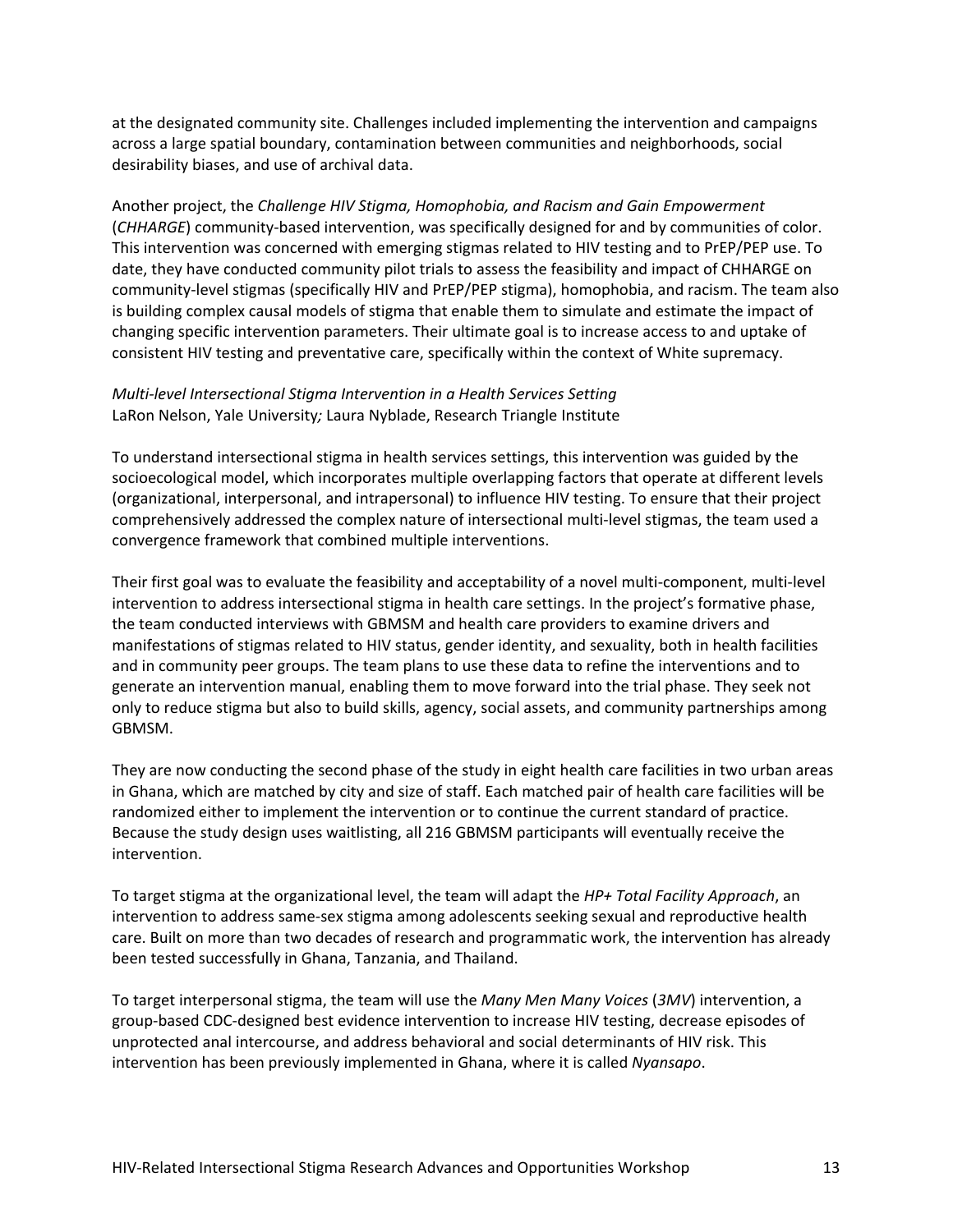at the designated community site. Challenges included implementing the intervention and campaigns across a large spatial boundary, contamination between communities and neighborhoods, social desirability biases, and use of archival data.

Another project, the *Challenge HIV Stigma, Homophobia, and Racism and Gain Empowerment* (*CHHARGE*) community-based intervention, was specifically designed for and by communities of color. This intervention was concerned with emerging stigmas related to HIV testing and to PrEP/PEP use. To date, they have conducted community pilot trials to assess the feasibility and impact of CHHARGE on community-level stigmas (specifically HIV and PrEP/PEP stigma), homophobia, and racism. The team also is building complex causal models of stigma that enable them to simulate and estimate the impact of changing specific intervention parameters. Their ultimate goal is to increase access to and uptake of consistent HIV testing and preventative care, specifically within the context of White supremacy.

*Multi-level Intersectional Stigma Intervention in a Health Services Setting*
LaRon Nelson, Yale University*;* Laura Nyblade, Research Triangle Institute

To understand intersectional stigma in health services settings, this intervention was guided by the socioecological model, which incorporates multiple overlapping factors that operate at different levels (organizational, interpersonal, and intrapersonal) to influence HIV testing. To ensure that their project comprehensively addressed the complex nature of intersectional multi-level stigmas, the team used a convergence framework that combined multiple interventions.

Their first goal was to evaluate the feasibility and acceptability of a novel multi-component, multi-level intervention to address intersectional stigma in health care settings. In the project's formative phase, the team conducted interviews with GBMSM and health care providers to examine drivers and manifestations of stigmas related to HIV status, gender identity, and sexuality, both in health facilities and in community peer groups. The team plans to use these data to refine the interventions and to generate an intervention manual, enabling them to move forward into the trial phase. They seek not only to reduce stigma but also to build skills, agency, social assets, and community partnerships among GBMSM.

They are now conducting the second phase of the study in eight health care facilities in two urban areas in Ghana, which are matched by city and size of staff. Each matched pair of health care facilities will be randomized either to implement the intervention or to continue the current standard of practice. Because the study design uses waitlisting, all 216 GBMSM participants will eventually receive the intervention.

To target stigma at the organizational level, the team will adapt the *HP+ Total Facility Approach*, an intervention to address same-sex stigma among adolescents seeking sexual and reproductive health care. Built on more than two decades of research and programmatic work, the intervention has already been tested successfully in Ghana, Tanzania, and Thailand.

To target interpersonal stigma, the team will use the *Many Men Many Voices* (*3MV*) intervention, a group-based CDC-designed best evidence intervention to increase HIV testing, decrease episodes of unprotected anal intercourse, and address behavioral and social determinants of HIV risk. This intervention has been previously implemented in Ghana, where it is called *Nyansapo*.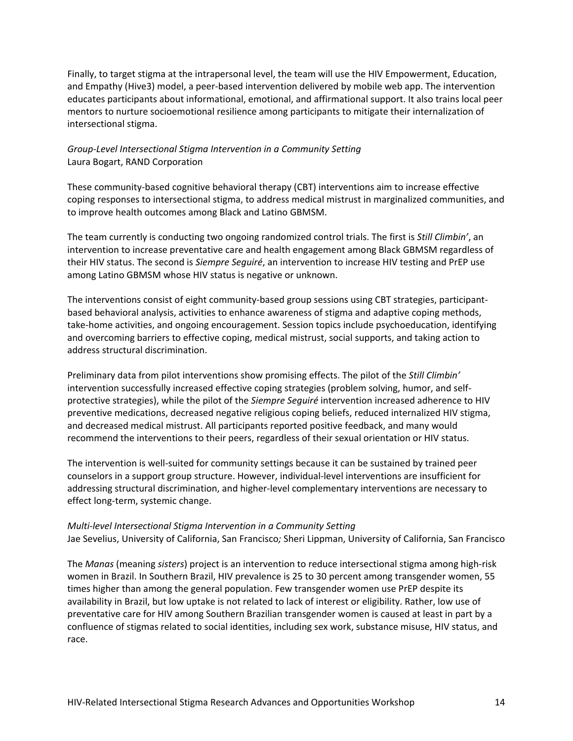Finally, to target stigma at the intrapersonal level, the team will use the HIV Empowerment, Education, and Empathy (Hive3) model, a peer-based intervention delivered by mobile web app. The intervention educates participants about informational, emotional, and affirmational support. It also trains local peer mentors to nurture socioemotional resilience among participants to mitigate their internalization of intersectional stigma.

*Group-Level Intersectional Stigma Intervention in a Community Setting*
Laura Bogart, RAND Corporation

These community-based cognitive behavioral therapy (CBT) interventions aim to increase effective coping responses to intersectional stigma, to address medical mistrust in marginalized communities, and to improve health outcomes among Black and Latino GBMSM.

The team currently is conducting two ongoing randomized control trials. The first is *Still Climbin'*, an intervention to increase preventative care and health engagement among Black GBMSM regardless of their HIV status. The second is *Siempre Seguiré*, an intervention to increase HIV testing and PrEP use among Latino GBMSM whose HIV status is negative or unknown.

The interventions consist of eight community-based group sessions using CBT strategies, participant-based behavioral analysis, activities to enhance awareness of stigma and adaptive coping methods, take-home activities, and ongoing encouragement. Session topics include psychoeducation, identifying and overcoming barriers to effective coping, medical mistrust, social supports, and taking action to address structural discrimination.

Preliminary data from pilot interventions show promising effects. The pilot of the *Still Climbin'* intervention successfully increased effective coping strategies (problem solving, humor, and self-protective strategies), while the pilot of the *Siempre Seguiré* intervention increased adherence to HIV preventive medications, decreased negative religious coping beliefs, reduced internalized HIV stigma, and decreased medical mistrust. All participants reported positive feedback, and many would recommend the interventions to their peers, regardless of their sexual orientation or HIV status.

The intervention is well-suited for community settings because it can be sustained by trained peer counselors in a support group structure. However, individual-level interventions are insufficient for addressing structural discrimination, and higher-level complementary interventions are necessary to effect long-term, systemic change.

*Multi-level Intersectional Stigma Intervention in a Community Setting*
Jae Sevelius, University of California, San Francisco*;* Sheri Lippman, University of California, San Francisco

The *Manas* (meaning *sisters*) project is an intervention to reduce intersectional stigma among high-risk women in Brazil. In Southern Brazil, HIV prevalence is 25 to 30 percent among transgender women, 55 times higher than among the general population. Few transgender women use PrEP despite its availability in Brazil, but low uptake is not related to lack of interest or eligibility. Rather, low use of preventative care for HIV among Southern Brazilian transgender women is caused at least in part by a confluence of stigmas related to social identities, including sex work, substance misuse, HIV status, and race.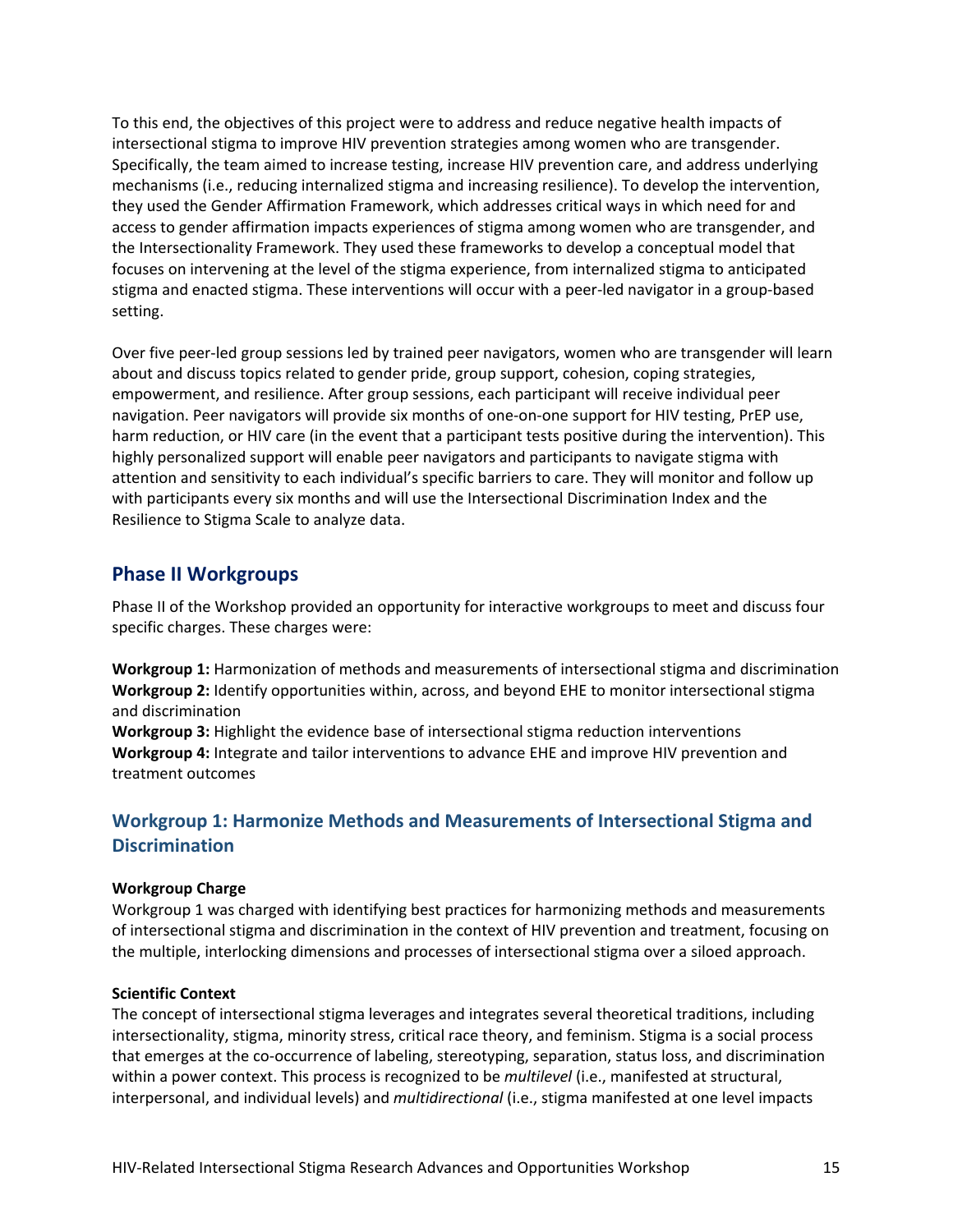To this end, the objectives of this project were to address and reduce negative health impacts of intersectional stigma to improve HIV prevention strategies among women who are transgender. Specifically, the team aimed to increase testing, increase HIV prevention care, and address underlying mechanisms (i.e., reducing internalized stigma and increasing resilience). To develop the intervention, they used the Gender Affirmation Framework, which addresses critical ways in which need for and access to gender affirmation impacts experiences of stigma among women who are transgender, and the Intersectionality Framework. They used these frameworks to develop a conceptual model that focuses on intervening at the level of the stigma experience, from internalized stigma to anticipated stigma and enacted stigma. These interventions will occur with a peer-led navigator in a group-based setting.

Over five peer-led group sessions led by trained peer navigators, women who are transgender will learn about and discuss topics related to gender pride, group support, cohesion, coping strategies, empowerment, and resilience. After group sessions, each participant will receive individual peer navigation. Peer navigators will provide six months of one-on-one support for HIV testing, PrEP use, harm reduction, or HIV care (in the event that a participant tests positive during the intervention). This highly personalized support will enable peer navigators and participants to navigate stigma with attention and sensitivity to each individual's specific barriers to care. They will monitor and follow up with participants every six months and will use the Intersectional Discrimination Index and the Resilience to Stigma Scale to analyze data.

## Phase II Workgroups

Phase II of the Workshop provided an opportunity for interactive workgroups to meet and discuss four specific charges. These charges were:

**Workgroup 1:** Harmonization of methods and measurements of intersectional stigma and discrimination
**Workgroup 2:** Identify opportunities within, across, and beyond EHE to monitor intersectional stigma and discrimination
**Workgroup 3:** Highlight the evidence base of intersectional stigma reduction interventions
**Workgroup 4:** Integrate and tailor interventions to advance EHE and improve HIV prevention and treatment outcomes

### Workgroup 1: Harmonize Methods and Measurements of Intersectional Stigma and Discrimination

**Workgroup Charge**
Workgroup 1 was charged with identifying best practices for harmonizing methods and measurements of intersectional stigma and discrimination in the context of HIV prevention and treatment, focusing on the multiple, interlocking dimensions and processes of intersectional stigma over a siloed approach.

**Scientific Context**
The concept of intersectional stigma leverages and integrates several theoretical traditions, including intersectionality, stigma, minority stress, critical race theory, and feminism. Stigma is a social process that emerges at the co-occurrence of labeling, stereotyping, separation, status loss, and discrimination within a power context. This process is recognized to be *multilevel* (i.e., manifested at structural, interpersonal, and individual levels) and *multidirectional* (i.e., stigma manifested at one level impacts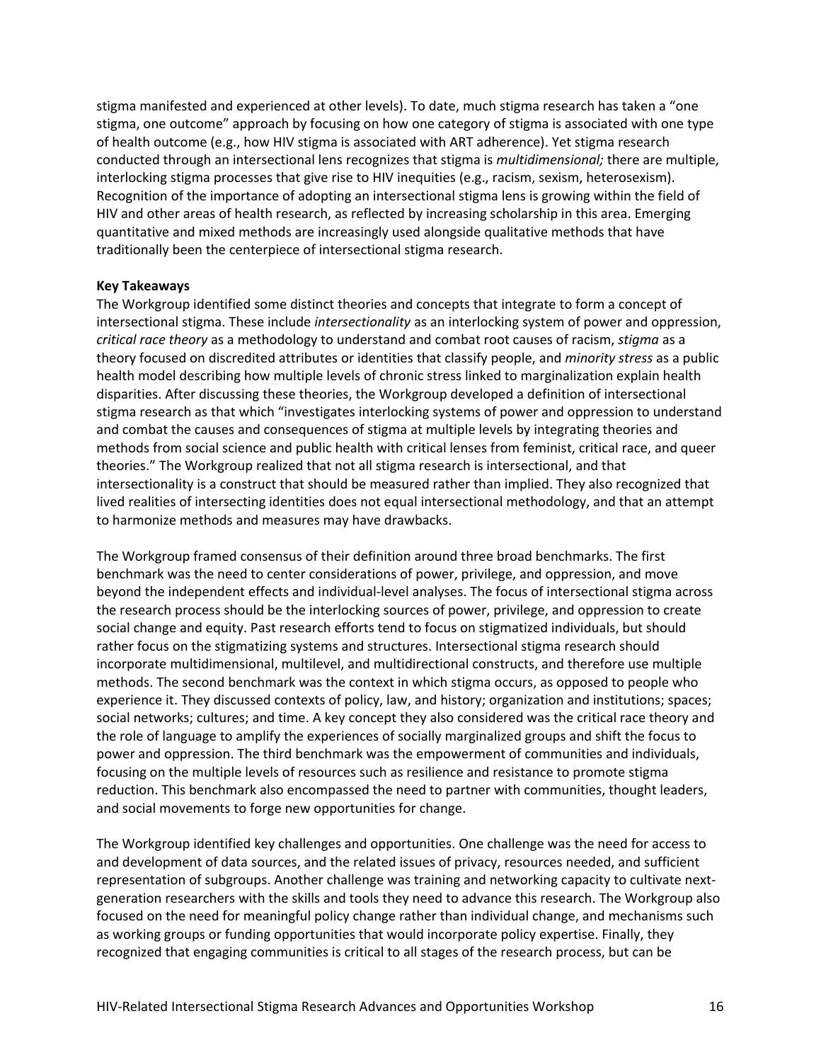stigma manifested and experienced at other levels). To date, much stigma research has taken a "one stigma, one outcome" approach by focusing on how one category of stigma is associated with one type of health outcome (e.g., how HIV stigma is associated with ART adherence). Yet stigma research conducted through an intersectional lens recognizes that stigma is *multidimensional;* there are multiple, interlocking stigma processes that give rise to HIV inequities (e.g., racism, sexism, heterosexism). Recognition of the importance of adopting an intersectional stigma lens is growing within the field of HIV and other areas of health research, as reflected by increasing scholarship in this area. Emerging quantitative and mixed methods are increasingly used alongside qualitative methods that have traditionally been the centerpiece of intersectional stigma research.

**Key Takeaways**

The Workgroup identified some distinct theories and concepts that integrate to form a concept of intersectional stigma. These include *intersectionality* as an interlocking system of power and oppression, *critical race theory* as a methodology to understand and combat root causes of racism, *stigma* as a theory focused on discredited attributes or identities that classify people, and *minority stress* as a public health model describing how multiple levels of chronic stress linked to marginalization explain health disparities. After discussing these theories, the Workgroup developed a definition of intersectional stigma research as that which "investigates interlocking systems of power and oppression to understand and combat the causes and consequences of stigma at multiple levels by integrating theories and methods from social science and public health with critical lenses from feminist, critical race, and queer theories." The Workgroup realized that not all stigma research is intersectional, and that intersectionality is a construct that should be measured rather than implied. They also recognized that lived realities of intersecting identities does not equal intersectional methodology, and that an attempt to harmonize methods and measures may have drawbacks.

The Workgroup framed consensus of their definition around three broad benchmarks. The first benchmark was the need to center considerations of power, privilege, and oppression, and move beyond the independent effects and individual-level analyses. The focus of intersectional stigma across the research process should be the interlocking sources of power, privilege, and oppression to create social change and equity. Past research efforts tend to focus on stigmatized individuals, but should rather focus on the stigmatizing systems and structures. Intersectional stigma research should incorporate multidimensional, multilevel, and multidirectional constructs, and therefore use multiple methods. The second benchmark was the context in which stigma occurs, as opposed to people who experience it. They discussed contexts of policy, law, and history; organization and institutions; spaces; social networks; cultures; and time. A key concept they also considered was the critical race theory and the role of language to amplify the experiences of socially marginalized groups and shift the focus to power and oppression. The third benchmark was the empowerment of communities and individuals, focusing on the multiple levels of resources such as resilience and resistance to promote stigma reduction. This benchmark also encompassed the need to partner with communities, thought leaders, and social movements to forge new opportunities for change.

The Workgroup identified key challenges and opportunities. One challenge was the need for access to and development of data sources, and the related issues of privacy, resources needed, and sufficient representation of subgroups. Another challenge was training and networking capacity to cultivate next-generation researchers with the skills and tools they need to advance this research. The Workgroup also focused on the need for meaningful policy change rather than individual change, and mechanisms such as working groups or funding opportunities that would incorporate policy expertise. Finally, they recognized that engaging communities is critical to all stages of the research process, but can be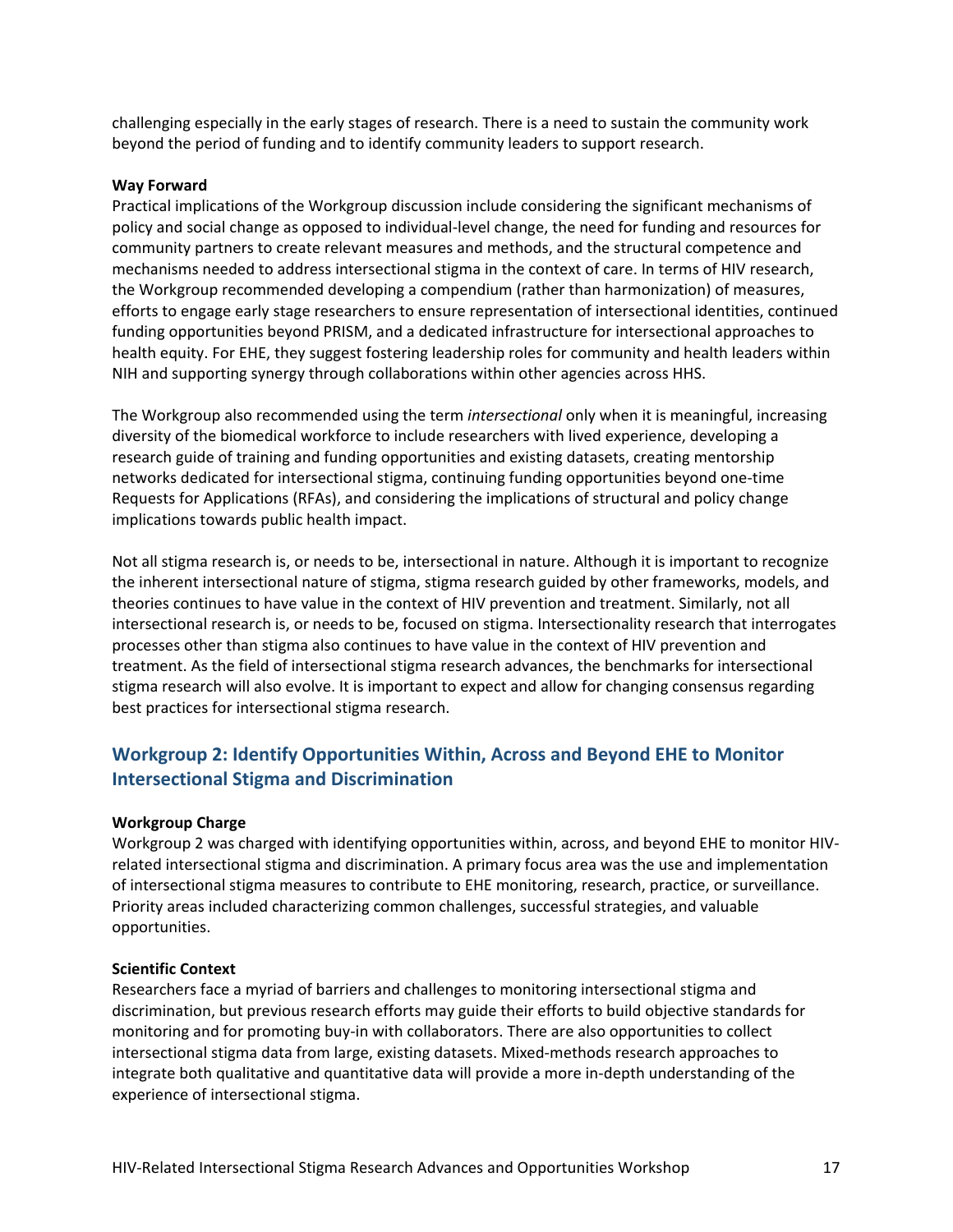challenging especially in the early stages of research. There is a need to sustain the community work beyond the period of funding and to identify community leaders to support research.

**Way Forward**

Practical implications of the Workgroup discussion include considering the significant mechanisms of policy and social change as opposed to individual-level change, the need for funding and resources for community partners to create relevant measures and methods, and the structural competence and mechanisms needed to address intersectional stigma in the context of care. In terms of HIV research, the Workgroup recommended developing a compendium (rather than harmonization) of measures, efforts to engage early stage researchers to ensure representation of intersectional identities, continued funding opportunities beyond PRISM, and a dedicated infrastructure for intersectional approaches to health equity. For EHE, they suggest fostering leadership roles for community and health leaders within NIH and supporting synergy through collaborations within other agencies across HHS.

The Workgroup also recommended using the term *intersectional* only when it is meaningful, increasing diversity of the biomedical workforce to include researchers with lived experience, developing a research guide of training and funding opportunities and existing datasets, creating mentorship networks dedicated for intersectional stigma, continuing funding opportunities beyond one-time Requests for Applications (RFAs), and considering the implications of structural and policy change implications towards public health impact.

Not all stigma research is, or needs to be, intersectional in nature. Although it is important to recognize the inherent intersectional nature of stigma, stigma research guided by other frameworks, models, and theories continues to have value in the context of HIV prevention and treatment. Similarly, not all intersectional research is, or needs to be, focused on stigma. Intersectionality research that interrogates processes other than stigma also continues to have value in the context of HIV prevention and treatment. As the field of intersectional stigma research advances, the benchmarks for intersectional stigma research will also evolve. It is important to expect and allow for changing consensus regarding best practices for intersectional stigma research.

## Workgroup 2: Identify Opportunities Within, Across and Beyond EHE to Monitor Intersectional Stigma and Discrimination

**Workgroup Charge**

Workgroup 2 was charged with identifying opportunities within, across, and beyond EHE to monitor HIV-related intersectional stigma and discrimination. A primary focus area was the use and implementation of intersectional stigma measures to contribute to EHE monitoring, research, practice, or surveillance. Priority areas included characterizing common challenges, successful strategies, and valuable opportunities.

**Scientific Context**

Researchers face a myriad of barriers and challenges to monitoring intersectional stigma and discrimination, but previous research efforts may guide their efforts to build objective standards for monitoring and for promoting buy-in with collaborators. There are also opportunities to collect intersectional stigma data from large, existing datasets. Mixed-methods research approaches to integrate both qualitative and quantitative data will provide a more in-depth understanding of the experience of intersectional stigma.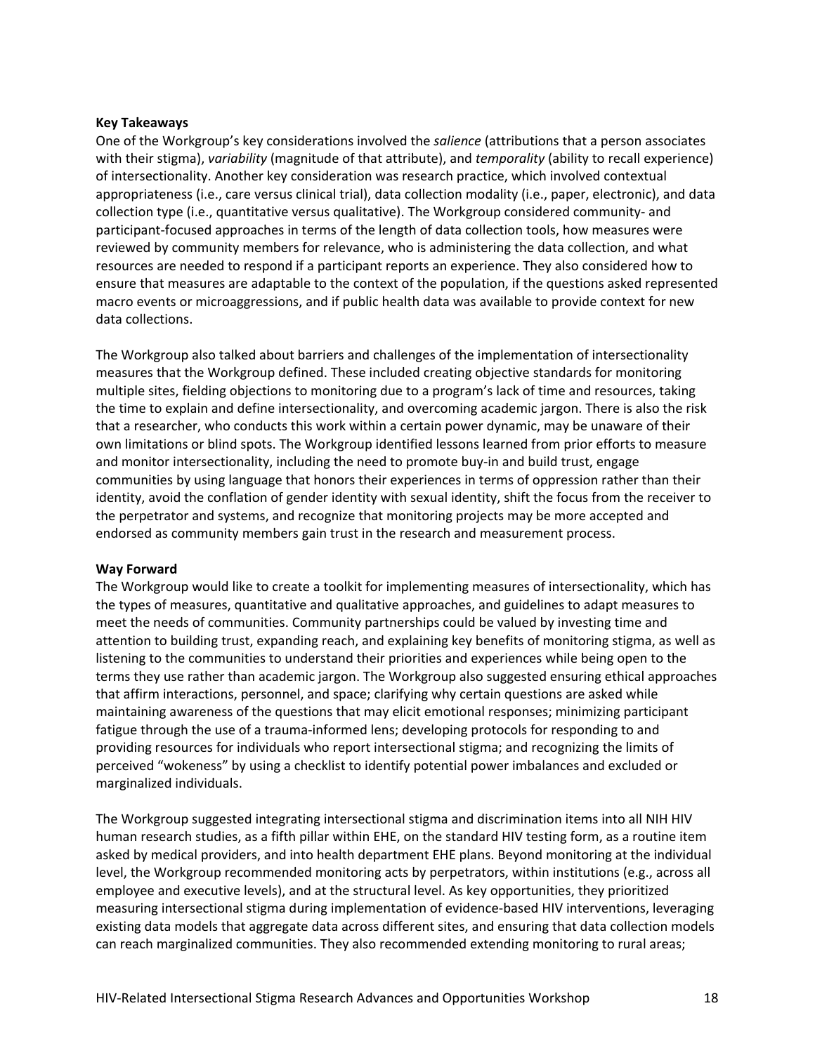**Key Takeaways**

One of the Workgroup's key considerations involved the *salience* (attributions that a person associates with their stigma), *variability* (magnitude of that attribute), and *temporality* (ability to recall experience) of intersectionality. Another key consideration was research practice, which involved contextual appropriateness (i.e., care versus clinical trial), data collection modality (i.e., paper, electronic), and data collection type (i.e., quantitative versus qualitative). The Workgroup considered community- and participant-focused approaches in terms of the length of data collection tools, how measures were reviewed by community members for relevance, who is administering the data collection, and what resources are needed to respond if a participant reports an experience. They also considered how to ensure that measures are adaptable to the context of the population, if the questions asked represented macro events or microaggressions, and if public health data was available to provide context for new data collections.

The Workgroup also talked about barriers and challenges of the implementation of intersectionality measures that the Workgroup defined. These included creating objective standards for monitoring multiple sites, fielding objections to monitoring due to a program's lack of time and resources, taking the time to explain and define intersectionality, and overcoming academic jargon. There is also the risk that a researcher, who conducts this work within a certain power dynamic, may be unaware of their own limitations or blind spots. The Workgroup identified lessons learned from prior efforts to measure and monitor intersectionality, including the need to promote buy-in and build trust, engage communities by using language that honors their experiences in terms of oppression rather than their identity, avoid the conflation of gender identity with sexual identity, shift the focus from the receiver to the perpetrator and systems, and recognize that monitoring projects may be more accepted and endorsed as community members gain trust in the research and measurement process.

**Way Forward**

The Workgroup would like to create a toolkit for implementing measures of intersectionality, which has the types of measures, quantitative and qualitative approaches, and guidelines to adapt measures to meet the needs of communities. Community partnerships could be valued by investing time and attention to building trust, expanding reach, and explaining key benefits of monitoring stigma, as well as listening to the communities to understand their priorities and experiences while being open to the terms they use rather than academic jargon. The Workgroup also suggested ensuring ethical approaches that affirm interactions, personnel, and space; clarifying why certain questions are asked while maintaining awareness of the questions that may elicit emotional responses; minimizing participant fatigue through the use of a trauma-informed lens; developing protocols for responding to and providing resources for individuals who report intersectional stigma; and recognizing the limits of perceived "wokeness" by using a checklist to identify potential power imbalances and excluded or marginalized individuals.

The Workgroup suggested integrating intersectional stigma and discrimination items into all NIH HIV human research studies, as a fifth pillar within EHE, on the standard HIV testing form, as a routine item asked by medical providers, and into health department EHE plans. Beyond monitoring at the individual level, the Workgroup recommended monitoring acts by perpetrators, within institutions (e.g., across all employee and executive levels), and at the structural level. As key opportunities, they prioritized measuring intersectional stigma during implementation of evidence-based HIV interventions, leveraging existing data models that aggregate data across different sites, and ensuring that data collection models can reach marginalized communities. They also recommended extending monitoring to rural areas;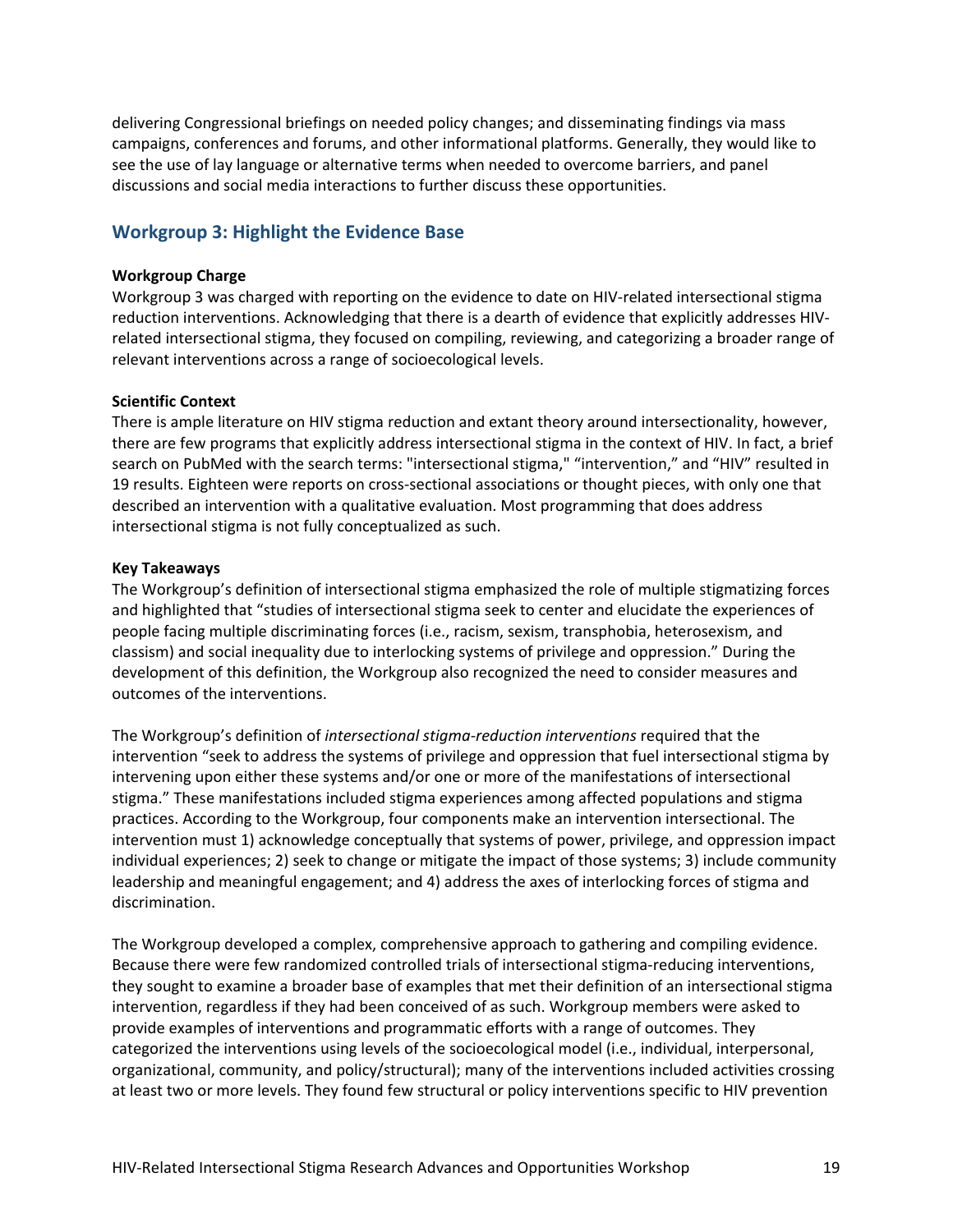delivering Congressional briefings on needed policy changes; and disseminating findings via mass campaigns, conferences and forums, and other informational platforms. Generally, they would like to see the use of lay language or alternative terms when needed to overcome barriers, and panel discussions and social media interactions to further discuss these opportunities.

## Workgroup 3: Highlight the Evidence Base

**Workgroup Charge**

Workgroup 3 was charged with reporting on the evidence to date on HIV-related intersectional stigma reduction interventions. Acknowledging that there is a dearth of evidence that explicitly addresses HIV-related intersectional stigma, they focused on compiling, reviewing, and categorizing a broader range of relevant interventions across a range of socioecological levels.

**Scientific Context**

There is ample literature on HIV stigma reduction and extant theory around intersectionality, however, there are few programs that explicitly address intersectional stigma in the context of HIV. In fact, a brief search on PubMed with the search terms: "intersectional stigma," "intervention," and "HIV" resulted in 19 results. Eighteen were reports on cross-sectional associations or thought pieces, with only one that described an intervention with a qualitative evaluation. Most programming that does address intersectional stigma is not fully conceptualized as such.

**Key Takeaways**

The Workgroup's definition of intersectional stigma emphasized the role of multiple stigmatizing forces and highlighted that "studies of intersectional stigma seek to center and elucidate the experiences of people facing multiple discriminating forces (i.e., racism, sexism, transphobia, heterosexism, and classism) and social inequality due to interlocking systems of privilege and oppression." During the development of this definition, the Workgroup also recognized the need to consider measures and outcomes of the interventions.

The Workgroup's definition of *intersectional stigma-reduction interventions* required that the intervention "seek to address the systems of privilege and oppression that fuel intersectional stigma by intervening upon either these systems and/or one or more of the manifestations of intersectional stigma." These manifestations included stigma experiences among affected populations and stigma practices. According to the Workgroup, four components make an intervention intersectional. The intervention must 1) acknowledge conceptually that systems of power, privilege, and oppression impact individual experiences; 2) seek to change or mitigate the impact of those systems; 3) include community leadership and meaningful engagement; and 4) address the axes of interlocking forces of stigma and discrimination.

The Workgroup developed a complex, comprehensive approach to gathering and compiling evidence. Because there were few randomized controlled trials of intersectional stigma-reducing interventions, they sought to examine a broader base of examples that met their definition of an intersectional stigma intervention, regardless if they had been conceived of as such. Workgroup members were asked to provide examples of interventions and programmatic efforts with a range of outcomes. They categorized the interventions using levels of the socioecological model (i.e., individual, interpersonal, organizational, community, and policy/structural); many of the interventions included activities crossing at least two or more levels. They found few structural or policy interventions specific to HIV prevention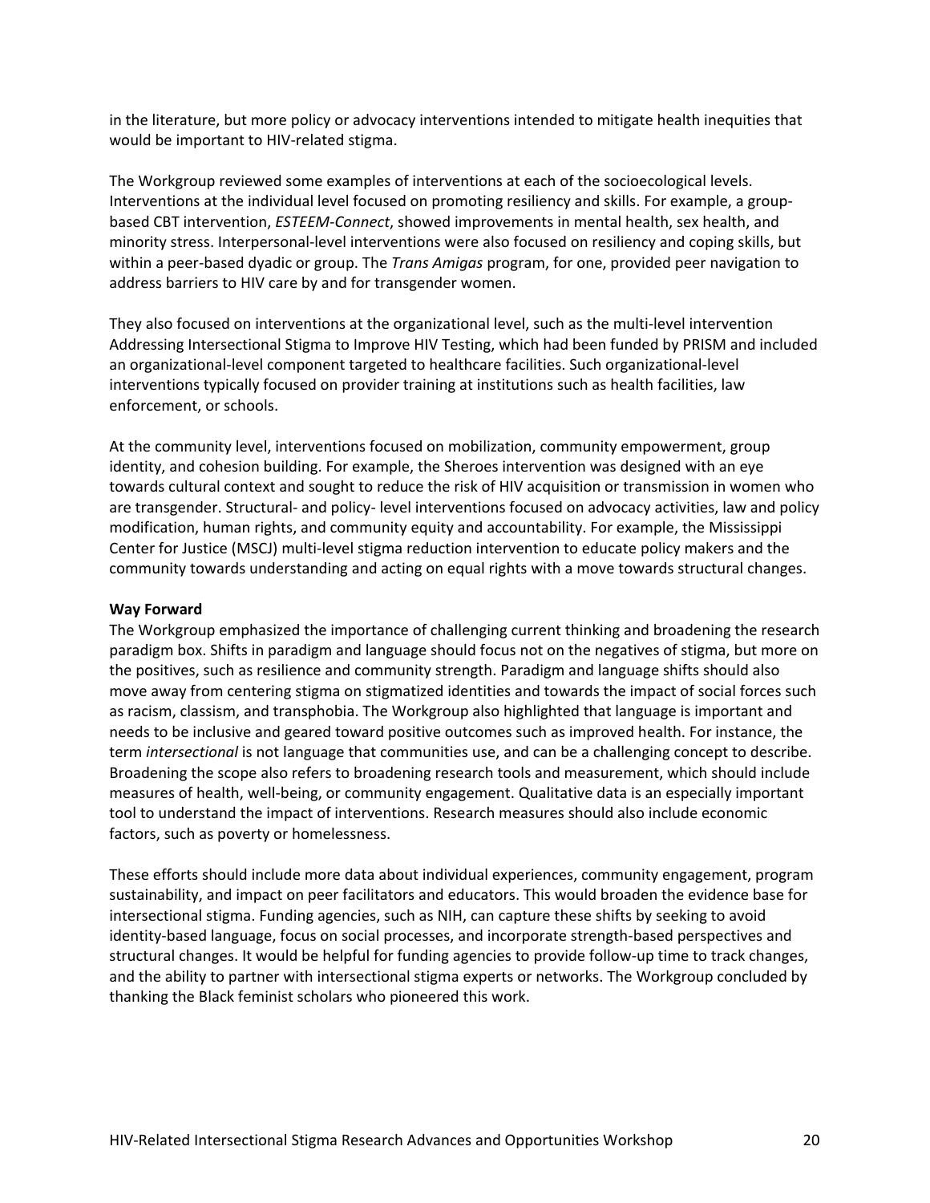in the literature, but more policy or advocacy interventions intended to mitigate health inequities that would be important to HIV-related stigma.

The Workgroup reviewed some examples of interventions at each of the socioecological levels. Interventions at the individual level focused on promoting resiliency and skills. For example, a group-based CBT intervention, *ESTEEM-Connect*, showed improvements in mental health, sex health, and minority stress. Interpersonal-level interventions were also focused on resiliency and coping skills, but within a peer-based dyadic or group. The *Trans Amigas* program, for one, provided peer navigation to address barriers to HIV care by and for transgender women.

They also focused on interventions at the organizational level, such as the multi-level intervention Addressing Intersectional Stigma to Improve HIV Testing, which had been funded by PRISM and included an organizational-level component targeted to healthcare facilities. Such organizational-level interventions typically focused on provider training at institutions such as health facilities, law enforcement, or schools.

At the community level, interventions focused on mobilization, community empowerment, group identity, and cohesion building. For example, the Sheroes intervention was designed with an eye towards cultural context and sought to reduce the risk of HIV acquisition or transmission in women who are transgender. Structural- and policy- level interventions focused on advocacy activities, law and policy modification, human rights, and community equity and accountability. For example, the Mississippi Center for Justice (MSCJ) multi-level stigma reduction intervention to educate policy makers and the community towards understanding and acting on equal rights with a move towards structural changes.

**Way Forward**

The Workgroup emphasized the importance of challenging current thinking and broadening the research paradigm box. Shifts in paradigm and language should focus not on the negatives of stigma, but more on the positives, such as resilience and community strength. Paradigm and language shifts should also move away from centering stigma on stigmatized identities and towards the impact of social forces such as racism, classism, and transphobia. The Workgroup also highlighted that language is important and needs to be inclusive and geared toward positive outcomes such as improved health. For instance, the term *intersectional* is not language that communities use, and can be a challenging concept to describe. Broadening the scope also refers to broadening research tools and measurement, which should include measures of health, well-being, or community engagement. Qualitative data is an especially important tool to understand the impact of interventions. Research measures should also include economic factors, such as poverty or homelessness.

These efforts should include more data about individual experiences, community engagement, program sustainability, and impact on peer facilitators and educators. This would broaden the evidence base for intersectional stigma. Funding agencies, such as NIH, can capture these shifts by seeking to avoid identity-based language, focus on social processes, and incorporate strength-based perspectives and structural changes. It would be helpful for funding agencies to provide follow-up time to track changes, and the ability to partner with intersectional stigma experts or networks. The Workgroup concluded by thanking the Black feminist scholars who pioneered this work.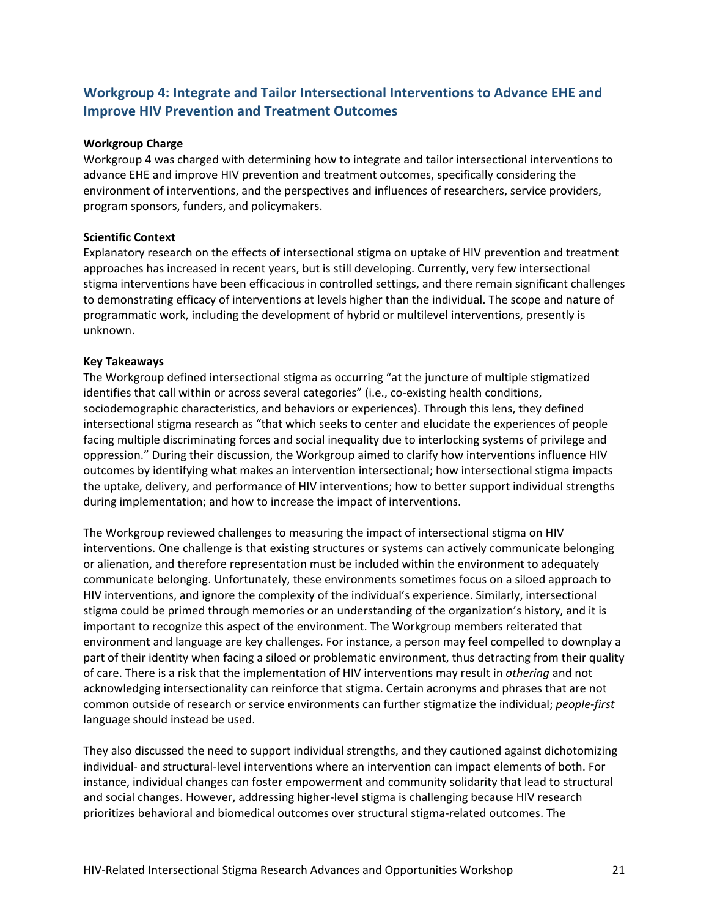## Workgroup 4: Integrate and Tailor Intersectional Interventions to Advance EHE and Improve HIV Prevention and Treatment Outcomes

**Workgroup Charge**

Workgroup 4 was charged with determining how to integrate and tailor intersectional interventions to advance EHE and improve HIV prevention and treatment outcomes, specifically considering the environment of interventions, and the perspectives and influences of researchers, service providers, program sponsors, funders, and policymakers.

**Scientific Context**

Explanatory research on the effects of intersectional stigma on uptake of HIV prevention and treatment approaches has increased in recent years, but is still developing. Currently, very few intersectional stigma interventions have been efficacious in controlled settings, and there remain significant challenges to demonstrating efficacy of interventions at levels higher than the individual. The scope and nature of programmatic work, including the development of hybrid or multilevel interventions, presently is unknown.

**Key Takeaways**

The Workgroup defined intersectional stigma as occurring "at the juncture of multiple stigmatized identifies that call within or across several categories" (i.e., co-existing health conditions, sociodemographic characteristics, and behaviors or experiences). Through this lens, they defined intersectional stigma research as "that which seeks to center and elucidate the experiences of people facing multiple discriminating forces and social inequality due to interlocking systems of privilege and oppression." During their discussion, the Workgroup aimed to clarify how interventions influence HIV outcomes by identifying what makes an intervention intersectional; how intersectional stigma impacts the uptake, delivery, and performance of HIV interventions; how to better support individual strengths during implementation; and how to increase the impact of interventions.

The Workgroup reviewed challenges to measuring the impact of intersectional stigma on HIV interventions. One challenge is that existing structures or systems can actively communicate belonging or alienation, and therefore representation must be included within the environment to adequately communicate belonging. Unfortunately, these environments sometimes focus on a siloed approach to HIV interventions, and ignore the complexity of the individual's experience. Similarly, intersectional stigma could be primed through memories or an understanding of the organization's history, and it is important to recognize this aspect of the environment. The Workgroup members reiterated that environment and language are key challenges. For instance, a person may feel compelled to downplay a part of their identity when facing a siloed or problematic environment, thus detracting from their quality of care. There is a risk that the implementation of HIV interventions may result in *othering* and not acknowledging intersectionality can reinforce that stigma. Certain acronyms and phrases that are not common outside of research or service environments can further stigmatize the individual; *people-first* language should instead be used.

They also discussed the need to support individual strengths, and they cautioned against dichotomizing individual- and structural-level interventions where an intervention can impact elements of both. For instance, individual changes can foster empowerment and community solidarity that lead to structural and social changes. However, addressing higher-level stigma is challenging because HIV research prioritizes behavioral and biomedical outcomes over structural stigma-related outcomes. The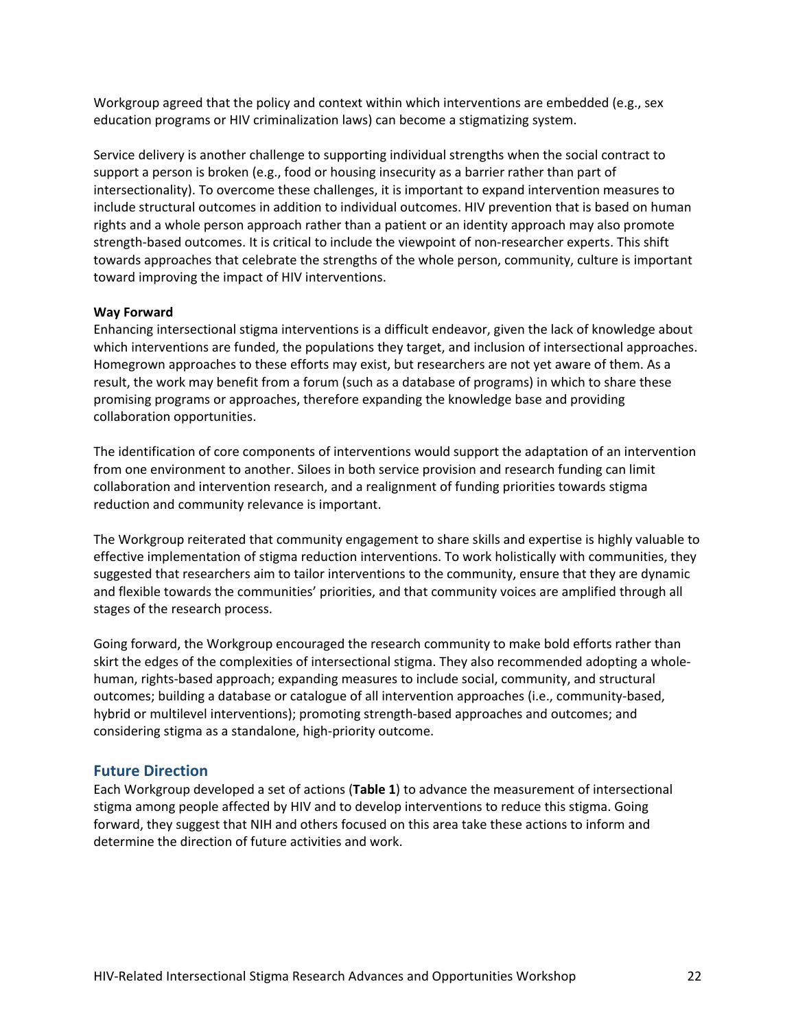Workgroup agreed that the policy and context within which interventions are embedded (e.g., sex education programs or HIV criminalization laws) can become a stigmatizing system.

Service delivery is another challenge to supporting individual strengths when the social contract to support a person is broken (e.g., food or housing insecurity as a barrier rather than part of intersectionality). To overcome these challenges, it is important to expand intervention measures to include structural outcomes in addition to individual outcomes. HIV prevention that is based on human rights and a whole person approach rather than a patient or an identity approach may also promote strength-based outcomes. It is critical to include the viewpoint of non-researcher experts. This shift towards approaches that celebrate the strengths of the whole person, community, culture is important toward improving the impact of HIV interventions.

**Way Forward**

Enhancing intersectional stigma interventions is a difficult endeavor, given the lack of knowledge about which interventions are funded, the populations they target, and inclusion of intersectional approaches. Homegrown approaches to these efforts may exist, but researchers are not yet aware of them. As a result, the work may benefit from a forum (such as a database of programs) in which to share these promising programs or approaches, therefore expanding the knowledge base and providing collaboration opportunities.

The identification of core components of interventions would support the adaptation of an intervention from one environment to another. Siloes in both service provision and research funding can limit collaboration and intervention research, and a realignment of funding priorities towards stigma reduction and community relevance is important.

The Workgroup reiterated that community engagement to share skills and expertise is highly valuable to effective implementation of stigma reduction interventions. To work holistically with communities, they suggested that researchers aim to tailor interventions to the community, ensure that they are dynamic and flexible towards the communities' priorities, and that community voices are amplified through all stages of the research process.

Going forward, the Workgroup encouraged the research community to make bold efforts rather than skirt the edges of the complexities of intersectional stigma. They also recommended adopting a whole-human, rights-based approach; expanding measures to include social, community, and structural outcomes; building a database or catalogue of all intervention approaches (i.e., community-based, hybrid or multilevel interventions); promoting strength-based approaches and outcomes; and considering stigma as a standalone, high-priority outcome.

## Future Direction

Each Workgroup developed a set of actions (**Table 1**) to advance the measurement of intersectional stigma among people affected by HIV and to develop interventions to reduce this stigma. Going forward, they suggest that NIH and others focused on this area take these actions to inform and determine the direction of future activities and work.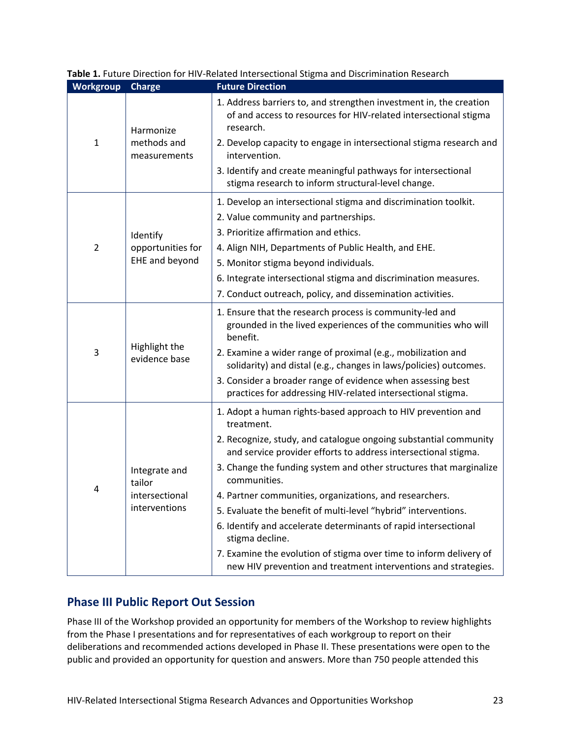**Table 1.** Future Direction for HIV-Related Intersectional Stigma and Discrimination Research

| Workgroup | Charge | Future Direction |
|---|---|---|
| 1 | Harmonize methods and measurements | 1. Address barriers to, and strengthen investment in, the creation of and access to resources for HIV-related intersectional stigma research.<br>2. Develop capacity to engage in intersectional stigma research and intervention.<br>3. Identify and create meaningful pathways for intersectional stigma research to inform structural-level change. |
| 2 | Identify opportunities for EHE and beyond | 1. Develop an intersectional stigma and discrimination toolkit.<br>2. Value community and partnerships.<br>3. Prioritize affirmation and ethics.<br>4. Align NIH, Departments of Public Health, and EHE.<br>5. Monitor stigma beyond individuals.<br>6. Integrate intersectional stigma and discrimination measures.<br>7. Conduct outreach, policy, and dissemination activities. |
| 3 | Highlight the evidence base | 1. Ensure that the research process is community-led and grounded in the lived experiences of the communities who will benefit.<br>2. Examine a wider range of proximal (e.g., mobilization and solidarity) and distal (e.g., changes in laws/policies) outcomes.<br>3. Consider a broader range of evidence when assessing best practices for addressing HIV-related intersectional stigma. |
| 4 | Integrate and tailor intersectional interventions | 1. Adopt a human rights-based approach to HIV prevention and treatment.<br>2. Recognize, study, and catalogue ongoing substantial community and service provider efforts to address intersectional stigma.<br>3. Change the funding system and other structures that marginalize communities.<br>4. Partner communities, organizations, and researchers.<br>5. Evaluate the benefit of multi-level "hybrid" interventions.<br>6. Identify and accelerate determinants of rapid intersectional stigma decline.<br>7. Examine the evolution of stigma over time to inform delivery of new HIV prevention and treatment interventions and strategies. |

## Phase III Public Report Out Session

Phase III of the Workshop provided an opportunity for members of the Workshop to review highlights from the Phase I presentations and for representatives of each workgroup to report on their deliberations and recommended actions developed in Phase II. These presentations were open to the public and provided an opportunity for question and answers. More than 750 people attended this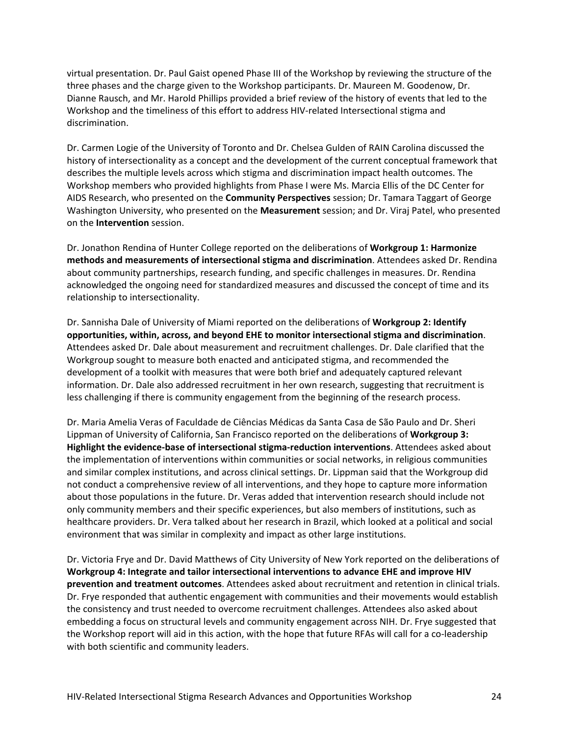virtual presentation. Dr. Paul Gaist opened Phase III of the Workshop by reviewing the structure of the three phases and the charge given to the Workshop participants. Dr. Maureen M. Goodenow, Dr. Dianne Rausch, and Mr. Harold Phillips provided a brief review of the history of events that led to the Workshop and the timeliness of this effort to address HIV-related Intersectional stigma and discrimination.

Dr. Carmen Logie of the University of Toronto and Dr. Chelsea Gulden of RAIN Carolina discussed the history of intersectionality as a concept and the development of the current conceptual framework that describes the multiple levels across which stigma and discrimination impact health outcomes. The Workshop members who provided highlights from Phase I were Ms. Marcia Ellis of the DC Center for AIDS Research, who presented on the **Community Perspectives** session; Dr. Tamara Taggart of George Washington University, who presented on the **Measurement** session; and Dr. Viraj Patel, who presented on the **Intervention** session.

Dr. Jonathon Rendina of Hunter College reported on the deliberations of **Workgroup 1: Harmonize methods and measurements of intersectional stigma and discrimination**. Attendees asked Dr. Rendina about community partnerships, research funding, and specific challenges in measures. Dr. Rendina acknowledged the ongoing need for standardized measures and discussed the concept of time and its relationship to intersectionality.

Dr. Sannisha Dale of University of Miami reported on the deliberations of **Workgroup 2: Identify opportunities, within, across, and beyond EHE to monitor intersectional stigma and discrimination**. Attendees asked Dr. Dale about measurement and recruitment challenges. Dr. Dale clarified that the Workgroup sought to measure both enacted and anticipated stigma, and recommended the development of a toolkit with measures that were both brief and adequately captured relevant information. Dr. Dale also addressed recruitment in her own research, suggesting that recruitment is less challenging if there is community engagement from the beginning of the research process.

Dr. Maria Amelia Veras of Faculdade de Ciências Médicas da Santa Casa de São Paulo and Dr. Sheri Lippman of University of California, San Francisco reported on the deliberations of **Workgroup 3: Highlight the evidence-base of intersectional stigma-reduction interventions**. Attendees asked about the implementation of interventions within communities or social networks, in religious communities and similar complex institutions, and across clinical settings. Dr. Lippman said that the Workgroup did not conduct a comprehensive review of all interventions, and they hope to capture more information about those populations in the future. Dr. Veras added that intervention research should include not only community members and their specific experiences, but also members of institutions, such as healthcare providers. Dr. Vera talked about her research in Brazil, which looked at a political and social environment that was similar in complexity and impact as other large institutions.

Dr. Victoria Frye and Dr. David Matthews of City University of New York reported on the deliberations of **Workgroup 4: Integrate and tailor intersectional interventions to advance EHE and improve HIV prevention and treatment outcomes**. Attendees asked about recruitment and retention in clinical trials. Dr. Frye responded that authentic engagement with communities and their movements would establish the consistency and trust needed to overcome recruitment challenges. Attendees also asked about embedding a focus on structural levels and community engagement across NIH. Dr. Frye suggested that the Workshop report will aid in this action, with the hope that future RFAs will call for a co-leadership with both scientific and community leaders.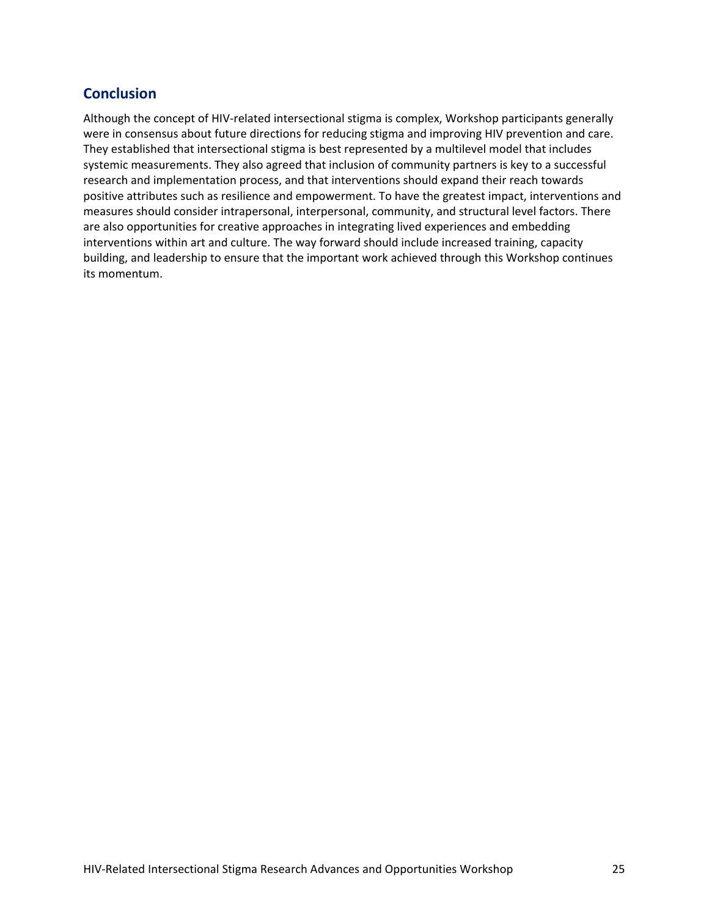## Conclusion

Although the concept of HIV-related intersectional stigma is complex, Workshop participants generally were in consensus about future directions for reducing stigma and improving HIV prevention and care. They established that intersectional stigma is best represented by a multilevel model that includes systemic measurements. They also agreed that inclusion of community partners is key to a successful research and implementation process, and that interventions should expand their reach towards positive attributes such as resilience and empowerment. To have the greatest impact, interventions and measures should consider intrapersonal, interpersonal, community, and structural level factors. There are also opportunities for creative approaches in integrating lived experiences and embedding interventions within art and culture. The way forward should include increased training, capacity building, and leadership to ensure that the important work achieved through this Workshop continues its momentum.